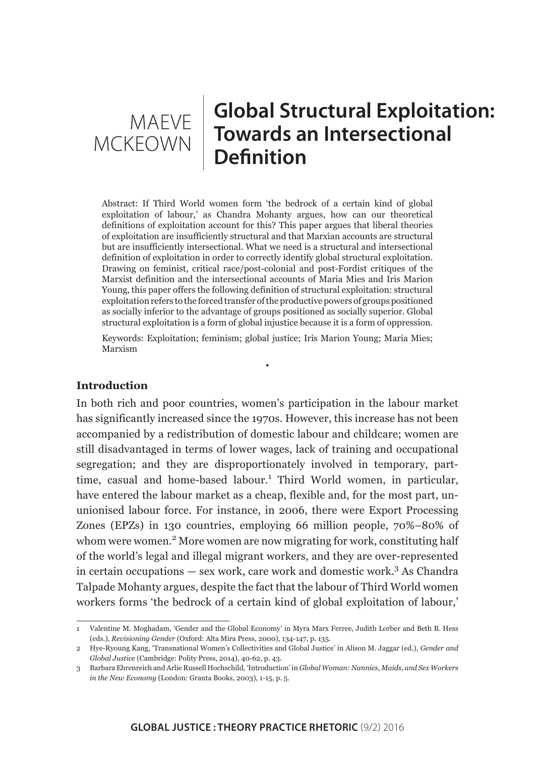MAEVE MCKEOWN

# Global Structural Exploitation: Towards an Intersectional Definition

Abstract: If Third World women form 'the bedrock of a certain kind of global exploitation of labour,' as Chandra Mohanty argues, how can our theoretical definitions of exploitation account for this? This paper argues that liberal theories of exploitation are insufficiently structural and that Marxian accounts are structural but are insufficiently intersectional. What we need is a structural and intersectional definition of exploitation in order to correctly identify global structural exploitation. Drawing on feminist, critical race/post-colonial and post-Fordist critiques of the Marxist definition and the intersectional accounts of Maria Mies and Iris Marion Young, this paper offers the following definition of structural exploitation: structural exploitation refers to the forced transfer of the productive powers of groups positioned as socially inferior to the advantage of groups positioned as socially superior. Global structural exploitation is a form of global injustice because it is a form of oppression.

Keywords: Exploitation; feminism; global justice; Iris Marion Young; Maria Mies; Marxism

•

## Introduction

In both rich and poor countries, women's participation in the labour market has significantly increased since the 1970s. However, this increase has not been accompanied by a redistribution of domestic labour and childcare; women are still disadvantaged in terms of lower wages, lack of training and occupational segregation; and they are disproportionately involved in temporary, part-time, casual and home-based labour.[1] Third World women, in particular, have entered the labour market as a cheap, flexible and, for the most part, un-unionised labour force. For instance, in 2006, there were Export Processing Zones (EPZs) in 130 countries, employing 66 million people, 70%–80% of whom were women.[2] More women are now migrating for work, constituting half of the world's legal and illegal migrant workers, and they are over-represented in certain occupations — sex work, care work and domestic work.[3] As Chandra Talpade Mohanty argues, despite the fact that the labour of Third World women workers forms 'the bedrock of a certain kind of global exploitation of labour,'

---

1 Valentine M. Moghadam, 'Gender and the Global Economy' in Myra Marx Ferree, Judith Lorber and Beth B. Hess (eds.), *Revisioning Gender* (Oxford: Alta Mira Press, 2000), 134-147, p. 135.

2 Hye-Ryoung Kang, 'Transnational Women's Collectivities and Global Justice' in Alison M. Jaggar (ed.), *Gender and Global Justice* (Cambridge: Polity Press, 2014), 40-62, p. 43.

3 Barbara Ehrenreich and Arlie Russell Hochschild, 'Introduction' in *Global Woman: Nannies, Maids, and Sex Workers in the New Economy* (London: Granta Books, 2003), 1-15, p. 5.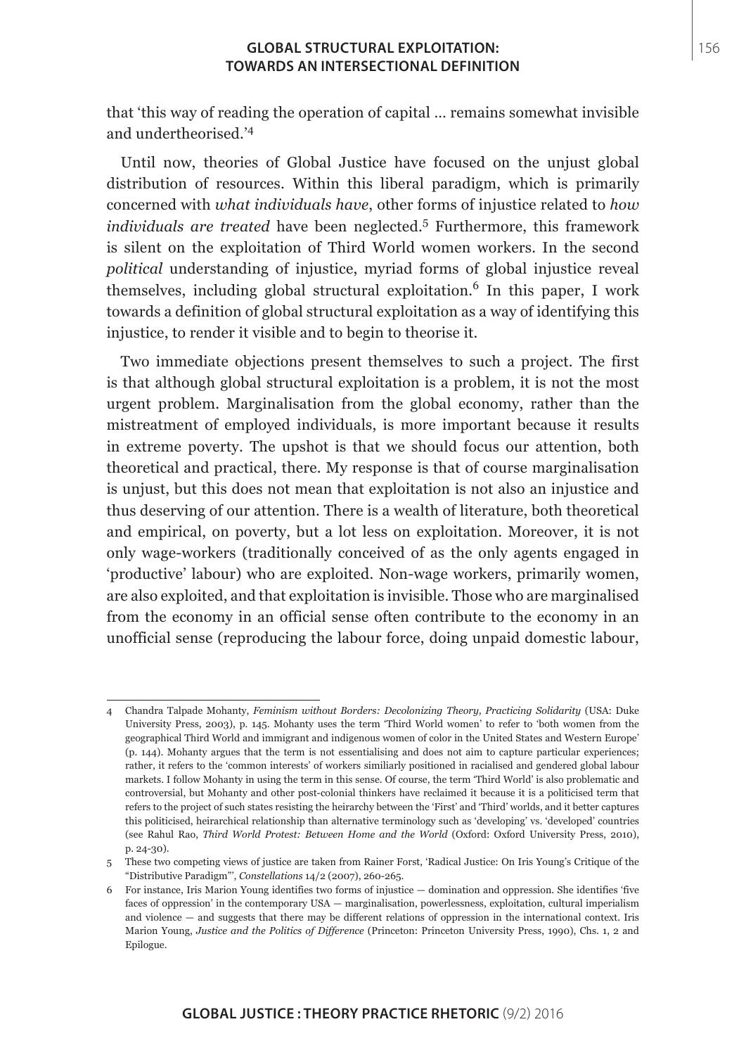that 'this way of reading the operation of capital ... remains somewhat invisible and undertheorised.'[4]

Until now, theories of Global Justice have focused on the unjust global distribution of resources. Within this liberal paradigm, which is primarily concerned with *what individuals have*, other forms of injustice related to *how individuals are treated* have been neglected.[5] Furthermore, this framework is silent on the exploitation of Third World women workers. In the second *political* understanding of injustice, myriad forms of global injustice reveal themselves, including global structural exploitation.[6] In this paper, I work towards a definition of global structural exploitation as a way of identifying this injustice, to render it visible and to begin to theorise it.

Two immediate objections present themselves to such a project. The first is that although global structural exploitation is a problem, it is not the most urgent problem. Marginalisation from the global economy, rather than the mistreatment of employed individuals, is more important because it results in extreme poverty. The upshot is that we should focus our attention, both theoretical and practical, there. My response is that of course marginalisation is unjust, but this does not mean that exploitation is not also an injustice and thus deserving of our attention. There is a wealth of literature, both theoretical and empirical, on poverty, but a lot less on exploitation. Moreover, it is not only wage-workers (traditionally conceived of as the only agents engaged in 'productive' labour) who are exploited. Non-wage workers, primarily women, are also exploited, and that exploitation is invisible. Those who are marginalised from the economy in an official sense often contribute to the economy in an unofficial sense (reproducing the labour force, doing unpaid domestic labour,

---

4 Chandra Talpade Mohanty, *Feminism without Borders: Decolonizing Theory, Practicing Solidarity* (USA: Duke University Press, 2003), p. 145. Mohanty uses the term 'Third World women' to refer to 'both women from the geographical Third World and immigrant and indigenous women of color in the United States and Western Europe' (p. 144). Mohanty argues that the term is not essentialising and does not aim to capture particular experiences; rather, it refers to the 'common interests' of workers similiarly positioned in racialised and gendered global labour markets. I follow Mohanty in using the term in this sense. Of course, the term 'Third World' is also problematic and controversial, but Mohanty and other post-colonial thinkers have reclaimed it because it is a politicised term that refers to the project of such states resisting the heirarchy between the 'First' and 'Third' worlds, and it better captures this politicised, heirarchical relationship than alternative terminology such as 'developing' vs. 'developed' countries (see Rahul Rao, *Third World Protest: Between Home and the World* (Oxford: Oxford University Press, 2010), p. 24-30).

5 These two competing views of justice are taken from Rainer Forst, 'Radical Justice: On Iris Young's Critique of the "Distributive Paradigm"', *Constellations* 14/2 (2007), 260-265.

6 For instance, Iris Marion Young identifies two forms of injustice — domination and oppression. She identifies 'five faces of oppression' in the contemporary USA — marginalisation, powerlessness, exploitation, cultural imperialism and violence — and suggests that there may be different relations of oppression in the international context. Iris Marion Young, *Justice and the Politics of Difference* (Princeton: Princeton University Press, 1990), Chs. 1, 2 and Epilogue.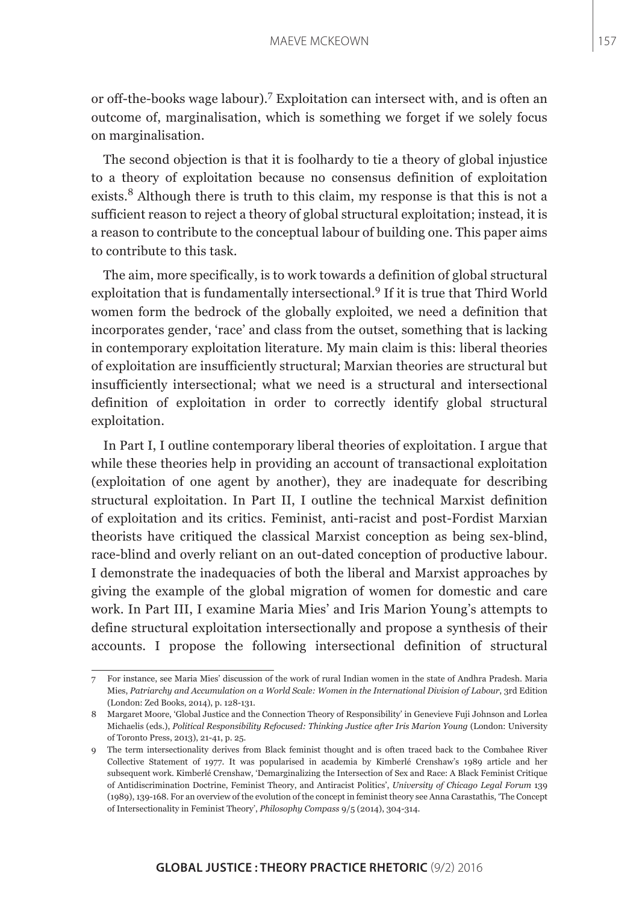or off-the-books wage labour).[7] Exploitation can intersect with, and is often an outcome of, marginalisation, which is something we forget if we solely focus on marginalisation.

The second objection is that it is foolhardy to tie a theory of global injustice to a theory of exploitation because no consensus definition of exploitation exists.[8] Although there is truth to this claim, my response is that this is not a sufficient reason to reject a theory of global structural exploitation; instead, it is a reason to contribute to the conceptual labour of building one. This paper aims to contribute to this task.

The aim, more specifically, is to work towards a definition of global structural exploitation that is fundamentally intersectional.[9] If it is true that Third World women form the bedrock of the globally exploited, we need a definition that incorporates gender, 'race' and class from the outset, something that is lacking in contemporary exploitation literature. My main claim is this: liberal theories of exploitation are insufficiently structural; Marxian theories are structural but insufficiently intersectional; what we need is a structural and intersectional definition of exploitation in order to correctly identify global structural exploitation.

In Part I, I outline contemporary liberal theories of exploitation. I argue that while these theories help in providing an account of transactional exploitation (exploitation of one agent by another), they are inadequate for describing structural exploitation. In Part II, I outline the technical Marxist definition of exploitation and its critics. Feminist, anti-racist and post-Fordist Marxian theorists have critiqued the classical Marxist conception as being sex-blind, race-blind and overly reliant on an out-dated conception of productive labour. I demonstrate the inadequacies of both the liberal and Marxist approaches by giving the example of the global migration of women for domestic and care work. In Part III, I examine Maria Mies' and Iris Marion Young's attempts to define structural exploitation intersectionally and propose a synthesis of their accounts. I propose the following intersectional definition of structural

---

7 For instance, see Maria Mies' discussion of the work of rural Indian women in the state of Andhra Pradesh. Maria Mies, *Patriarchy and Accumulation on a World Scale: Women in the International Division of Labour*, 3rd Edition (London: Zed Books, 2014), p. 128-131.

8 Margaret Moore, 'Global Justice and the Connection Theory of Responsibility' in Genevieve Fuji Johnson and Lorlea Michaelis (eds.), *Political Responsibility Refocused: Thinking Justice after Iris Marion Young* (London: University of Toronto Press, 2013), 21-41, p. 25.

9 The term intersectionality derives from Black feminist thought and is often traced back to the Combahee River Collective Statement of 1977. It was popularised in academia by Kimberlé Crenshaw's 1989 article and her subsequent work. Kimberlé Crenshaw, 'Demarginalizing the Intersection of Sex and Race: A Black Feminist Critique of Antidiscrimination Doctrine, Feminist Theory, and Antiracist Politics', *University of Chicago Legal Forum* 139 (1989), 139-168. For an overview of the evolution of the concept in feminist theory see Anna Carastathis, 'The Concept of Intersectionality in Feminist Theory', *Philosophy Compass* 9/5 (2014), 304-314.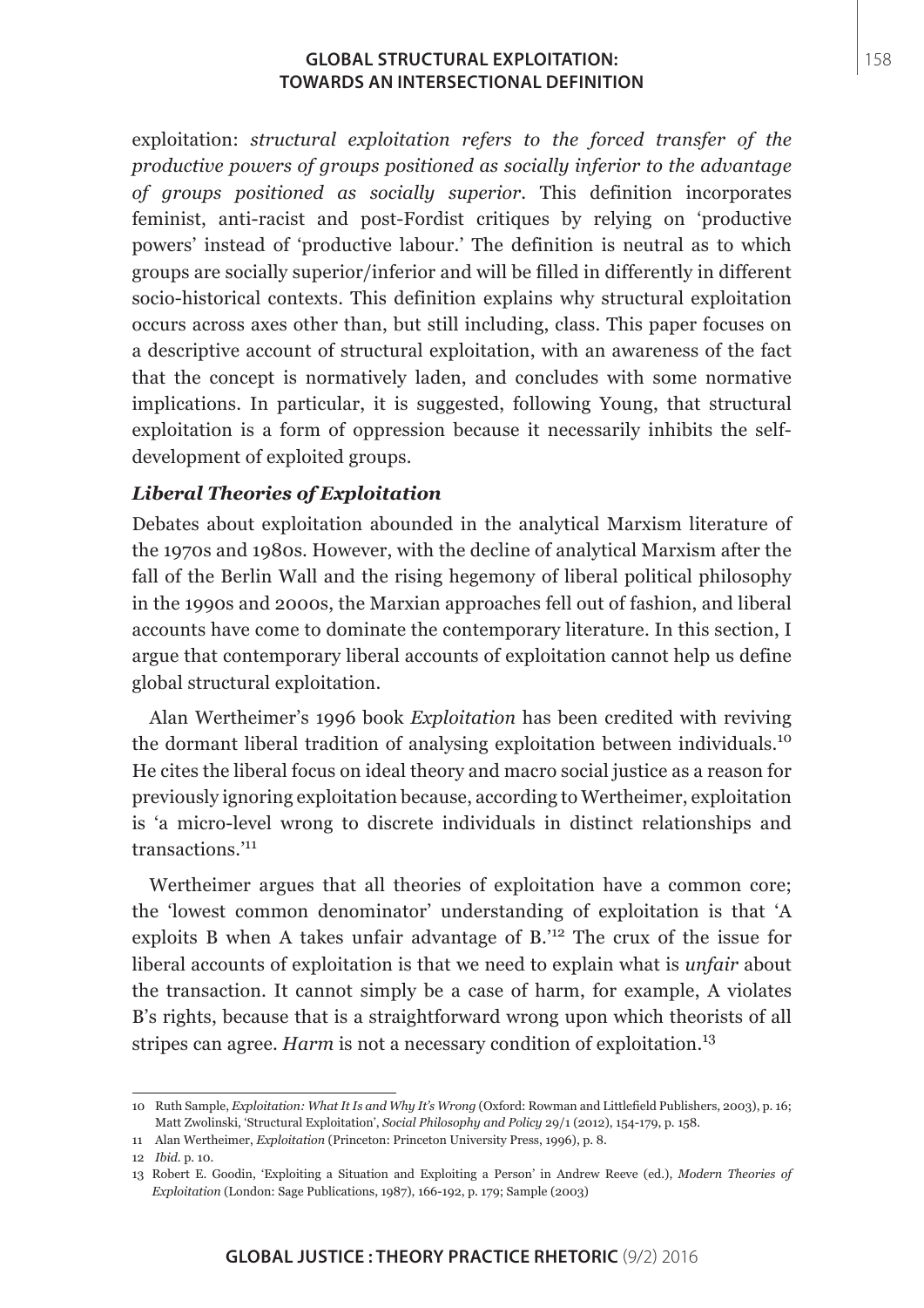exploitation: *structural exploitation refers to the forced transfer of the productive powers of groups positioned as socially inferior to the advantage of groups positioned as socially superior*. This definition incorporates feminist, anti-racist and post-Fordist critiques by relying on 'productive powers' instead of 'productive labour.' The definition is neutral as to which groups are socially superior/inferior and will be filled in differently in different socio-historical contexts. This definition explains why structural exploitation occurs across axes other than, but still including, class. This paper focuses on a descriptive account of structural exploitation, with an awareness of the fact that the concept is normatively laden, and concludes with some normative implications. In particular, it is suggested, following Young, that structural exploitation is a form of oppression because it necessarily inhibits the self-development of exploited groups.

### *Liberal Theories of Exploitation*

Debates about exploitation abounded in the analytical Marxism literature of the 1970s and 1980s. However, with the decline of analytical Marxism after the fall of the Berlin Wall and the rising hegemony of liberal political philosophy in the 1990s and 2000s, the Marxian approaches fell out of fashion, and liberal accounts have come to dominate the contemporary literature. In this section, I argue that contemporary liberal accounts of exploitation cannot help us define global structural exploitation.

Alan Wertheimer's 1996 book *Exploitation* has been credited with reviving the dormant liberal tradition of analysing exploitation between individuals.[10] He cites the liberal focus on ideal theory and macro social justice as a reason for previously ignoring exploitation because, according to Wertheimer, exploitation is 'a micro-level wrong to discrete individuals in distinct relationships and transactions.'[11]

Wertheimer argues that all theories of exploitation have a common core; the 'lowest common denominator' understanding of exploitation is that 'A exploits B when A takes unfair advantage of B.'[12] The crux of the issue for liberal accounts of exploitation is that we need to explain what is *unfair* about the transaction. It cannot simply be a case of harm, for example, A violates B's rights, because that is a straightforward wrong upon which theorists of all stripes can agree. *Harm* is not a necessary condition of exploitation.[13]

---

10 Ruth Sample, *Exploitation: What It Is and Why It's Wrong* (Oxford: Rowman and Littlefield Publishers, 2003), p. 16; Matt Zwolinski, 'Structural Exploitation', *Social Philosophy and Policy* 29/1 (2012), 154-179, p. 158.

11 Alan Wertheimer, *Exploitation* (Princeton: Princeton University Press, 1996), p. 8.

12 *Ibid.* p. 10.

13 Robert E. Goodin, 'Exploiting a Situation and Exploiting a Person' in Andrew Reeve (ed.), *Modern Theories of Exploitation* (London: Sage Publications, 1987), 166-192, p. 179; Sample (2003)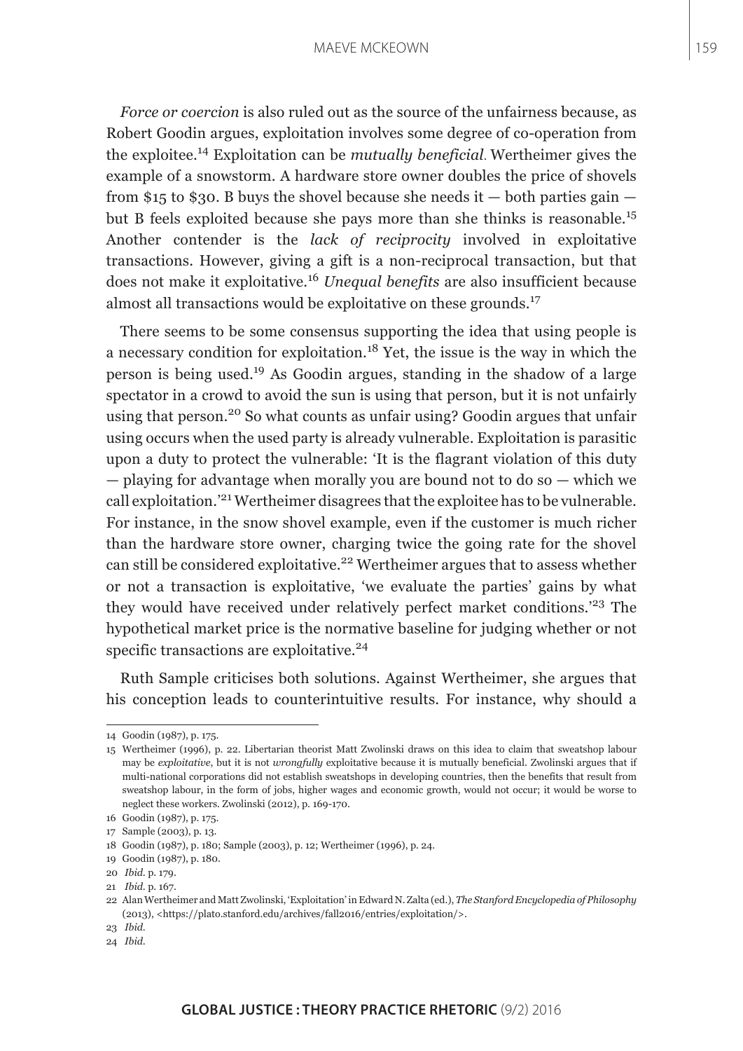*Force or coercion* is also ruled out as the source of the unfairness because, as Robert Goodin argues, exploitation involves some degree of co-operation from the exploitee.[14] Exploitation can be *mutually beneficial*. Wertheimer gives the example of a snowstorm. A hardware store owner doubles the price of shovels from $15 to $30. B buys the shovel because she needs it — both parties gain — but B feels exploited because she pays more than she thinks is reasonable.[15] Another contender is the *lack of reciprocity* involved in exploitative transactions. However, giving a gift is a non-reciprocal transaction, but that does not make it exploitative.[16] *Unequal benefits* are also insufficient because almost all transactions would be exploitative on these grounds.[17]

There seems to be some consensus supporting the idea that using people is a necessary condition for exploitation.[18] Yet, the issue is the way in which the person is being used.[19] As Goodin argues, standing in the shadow of a large spectator in a crowd to avoid the sun is using that person, but it is not unfairly using that person.[20] So what counts as unfair using? Goodin argues that unfair using occurs when the used party is already vulnerable. Exploitation is parasitic upon a duty to protect the vulnerable: 'It is the flagrant violation of this duty — playing for advantage when morally you are bound not to do so — which we call exploitation.'[21] Wertheimer disagrees that the exploitee has to be vulnerable. For instance, in the snow shovel example, even if the customer is much richer than the hardware store owner, charging twice the going rate for the shovel can still be considered exploitative.[22] Wertheimer argues that to assess whether or not a transaction is exploitative, 'we evaluate the parties' gains by what they would have received under relatively perfect market conditions.'[23] The hypothetical market price is the normative baseline for judging whether or not specific transactions are exploitative.[24]

Ruth Sample criticises both solutions. Against Wertheimer, she argues that his conception leads to counterintuitive results. For instance, why should a

---

14 Goodin (1987), p. 175.

15 Wertheimer (1996), p. 22. Libertarian theorist Matt Zwolinski draws on this idea to claim that sweatshop labour may be *exploitative*, but it is not *wrongfully* exploitative because it is mutually beneficial. Zwolinski argues that if multi-national corporations did not establish sweatshops in developing countries, then the benefits that result from sweatshop labour, in the form of jobs, higher wages and economic growth, would not occur; it would be worse to neglect these workers. Zwolinski (2012), p. 169-170.

16 Goodin (1987), p. 175.

17 Sample (2003), p. 13.

18 Goodin (1987), p. 180; Sample (2003), p. 12; Wertheimer (1996), p. 24.

19 Goodin (1987), p. 180.

20 *Ibid*. p. 179.

21 *Ibid*. p. 167.

22 Alan Wertheimer and Matt Zwolinski, 'Exploitation' in Edward N. Zalta (ed.), *The Stanford Encyclopedia of Philosophy* (2013), <https://plato.stanford.edu/archives/fall2016/entries/exploitation/>.

23 *Ibid.*

24 *Ibid.*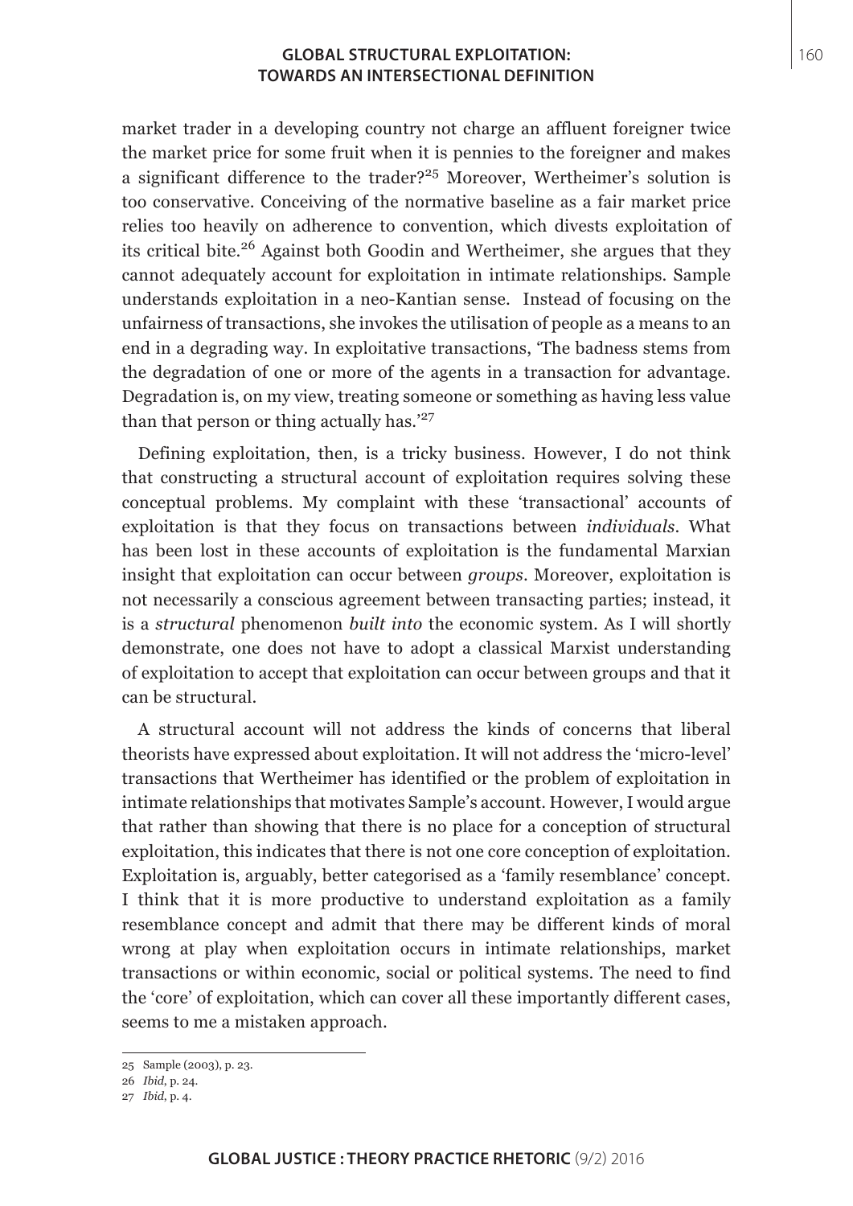market trader in a developing country not charge an affluent foreigner twice the market price for some fruit when it is pennies to the foreigner and makes a significant difference to the trader?[25] Moreover, Wertheimer's solution is too conservative. Conceiving of the normative baseline as a fair market price relies too heavily on adherence to convention, which divests exploitation of its critical bite.[26] Against both Goodin and Wertheimer, she argues that they cannot adequately account for exploitation in intimate relationships. Sample understands exploitation in a neo-Kantian sense. Instead of focusing on the unfairness of transactions, she invokes the utilisation of people as a means to an end in a degrading way. In exploitative transactions, 'The badness stems from the degradation of one or more of the agents in a transaction for advantage. Degradation is, on my view, treating someone or something as having less value than that person or thing actually has.'[27]

Defining exploitation, then, is a tricky business. However, I do not think that constructing a structural account of exploitation requires solving these conceptual problems. My complaint with these 'transactional' accounts of exploitation is that they focus on transactions between *individuals*. What has been lost in these accounts of exploitation is the fundamental Marxian insight that exploitation can occur between *groups*. Moreover, exploitation is not necessarily a conscious agreement between transacting parties; instead, it is a *structural* phenomenon *built into* the economic system. As I will shortly demonstrate, one does not have to adopt a classical Marxist understanding of exploitation to accept that exploitation can occur between groups and that it can be structural.

A structural account will not address the kinds of concerns that liberal theorists have expressed about exploitation. It will not address the 'micro-level' transactions that Wertheimer has identified or the problem of exploitation in intimate relationships that motivates Sample's account. However, I would argue that rather than showing that there is no place for a conception of structural exploitation, this indicates that there is not one core conception of exploitation. Exploitation is, arguably, better categorised as a 'family resemblance' concept. I think that it is more productive to understand exploitation as a family resemblance concept and admit that there may be different kinds of moral wrong at play when exploitation occurs in intimate relationships, market transactions or within economic, social or political systems. The need to find the 'core' of exploitation, which can cover all these importantly different cases, seems to me a mistaken approach.

---

25 Sample (2003), p. 23.

26 *Ibid*, p. 24.

27 *Ibid*, p. 4.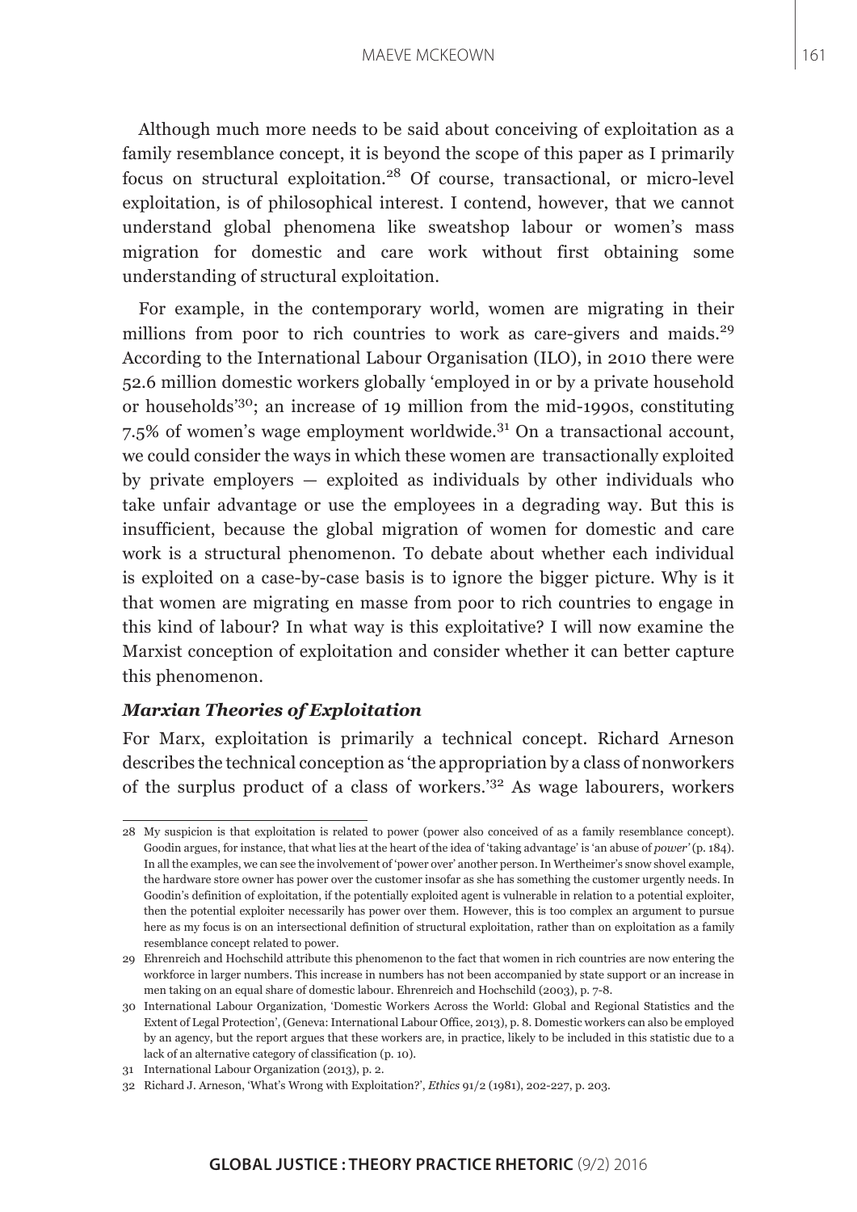Although much more needs to be said about conceiving of exploitation as a family resemblance concept, it is beyond the scope of this paper as I primarily focus on structural exploitation.[28] Of course, transactional, or micro-level exploitation, is of philosophical interest. I contend, however, that we cannot understand global phenomena like sweatshop labour or women's mass migration for domestic and care work without first obtaining some understanding of structural exploitation.

For example, in the contemporary world, women are migrating in their millions from poor to rich countries to work as care-givers and maids.[29] According to the International Labour Organisation (ILO), in 2010 there were 52.6 million domestic workers globally 'employed in or by a private household or households'[30]; an increase of 19 million from the mid-1990s, constituting 7.5% of women's wage employment worldwide.[31] On a transactional account, we could consider the ways in which these women are transactionally exploited by private employers — exploited as individuals by other individuals who take unfair advantage or use the employees in a degrading way. But this is insufficient, because the global migration of women for domestic and care work is a structural phenomenon. To debate about whether each individual is exploited on a case-by-case basis is to ignore the bigger picture. Why is it that women are migrating en masse from poor to rich countries to engage in this kind of labour? In what way is this exploitative? I will now examine the Marxist conception of exploitation and consider whether it can better capture this phenomenon.

### *Marxian Theories of Exploitation*

For Marx, exploitation is primarily a technical concept. Richard Arneson describes the technical conception as 'the appropriation by a class of nonworkers of the surplus product of a class of workers.'[32] As wage labourers, workers

---

28 My suspicion is that exploitation is related to power (power also conceived of as a family resemblance concept). Goodin argues, for instance, that what lies at the heart of the idea of 'taking advantage' is 'an abuse of *power*' (p. 184). In all the examples, we can see the involvement of 'power over' another person. In Wertheimer's snow shovel example, the hardware store owner has power over the customer insofar as she has something the customer urgently needs. In Goodin's definition of exploitation, if the potentially exploited agent is vulnerable in relation to a potential exploiter, then the potential exploiter necessarily has power over them. However, this is too complex an argument to pursue here as my focus is on an intersectional definition of structural exploitation, rather than on exploitation as a family resemblance concept related to power.

29 Ehrenreich and Hochschild attribute this phenomenon to the fact that women in rich countries are now entering the workforce in larger numbers. This increase in numbers has not been accompanied by state support or an increase in men taking on an equal share of domestic labour. Ehrenreich and Hochschild (2003), p. 7-8.

30 International Labour Organization, 'Domestic Workers Across the World: Global and Regional Statistics and the Extent of Legal Protection', (Geneva: International Labour Office, 2013), p. 8. Domestic workers can also be employed by an agency, but the report argues that these workers are, in practice, likely to be included in this statistic due to a lack of an alternative category of classification (p. 10).

31 International Labour Organization (2013), p. 2.

32 Richard J. Arneson, 'What's Wrong with Exploitation?', *Ethics* 91/2 (1981), 202-227, p. 203.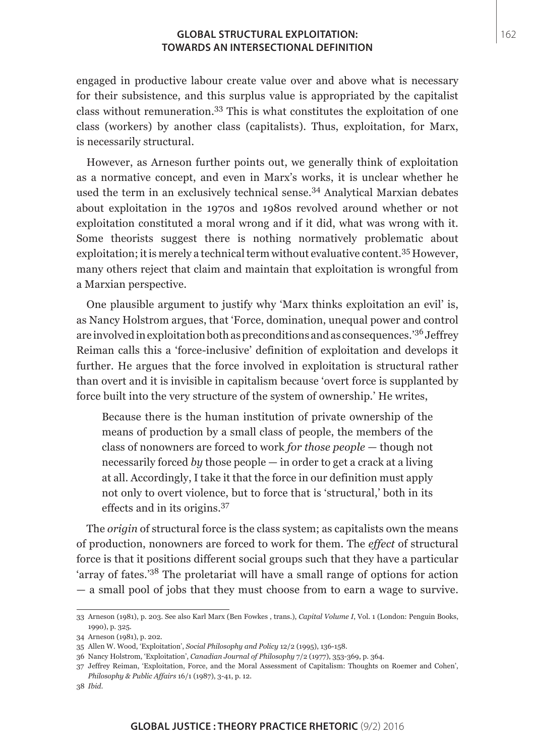engaged in productive labour create value over and above what is necessary for their subsistence, and this surplus value is appropriated by the capitalist class without remuneration.[33] This is what constitutes the exploitation of one class (workers) by another class (capitalists). Thus, exploitation, for Marx, is necessarily structural.

However, as Arneson further points out, we generally think of exploitation as a normative concept, and even in Marx's works, it is unclear whether he used the term in an exclusively technical sense.[34] Analytical Marxian debates about exploitation in the 1970s and 1980s revolved around whether or not exploitation constituted a moral wrong and if it did, what was wrong with it. Some theorists suggest there is nothing normatively problematic about exploitation; it is merely a technical term without evaluative content.[35] However, many others reject that claim and maintain that exploitation is wrongful from a Marxian perspective.

One plausible argument to justify why 'Marx thinks exploitation an evil' is, as Nancy Holstrom argues, that 'Force, domination, unequal power and control are involved in exploitation both as preconditions and as consequences.'[36] Jeffrey Reiman calls this a 'force-inclusive' definition of exploitation and develops it further. He argues that the force involved in exploitation is structural rather than overt and it is invisible in capitalism because 'overt force is supplanted by force built into the very structure of the system of ownership.' He writes,

> Because there is the human institution of private ownership of the means of production by a small class of people, the members of the class of nonowners are forced to work *for those people* — though not necessarily forced *by* those people — in order to get a crack at a living at all. Accordingly, I take it that the force in our definition must apply not only to overt violence, but to force that is 'structural,' both in its effects and in its origins.[37]

The *origin* of structural force is the class system; as capitalists own the means of production, nonowners are forced to work for them. The *effect* of structural force is that it positions different social groups such that they have a particular 'array of fates.'[38] The proletariat will have a small range of options for action — a small pool of jobs that they must choose from to earn a wage to survive.

---

33 Arneson (1981), p. 203. See also Karl Marx (Ben Fowkes , trans.), *Capital Volume I*, Vol. 1 (London: Penguin Books, 1990), p. 325.

34 Arneson (1981), p. 202.

35 Allen W. Wood, 'Exploitation', *Social Philosophy and Policy* 12/2 (1995), 136-158.

36 Nancy Holstrom, 'Exploitation', *Canadian Journal of Philosophy* 7/2 (1977), 353-369, p. 364.

37 Jeffrey Reiman, 'Exploitation, Force, and the Moral Assessment of Capitalism: Thoughts on Roemer and Cohen', *Philosophy & Public Affairs* 16/1 (1987), 3-41, p. 12.

38 *Ibid.*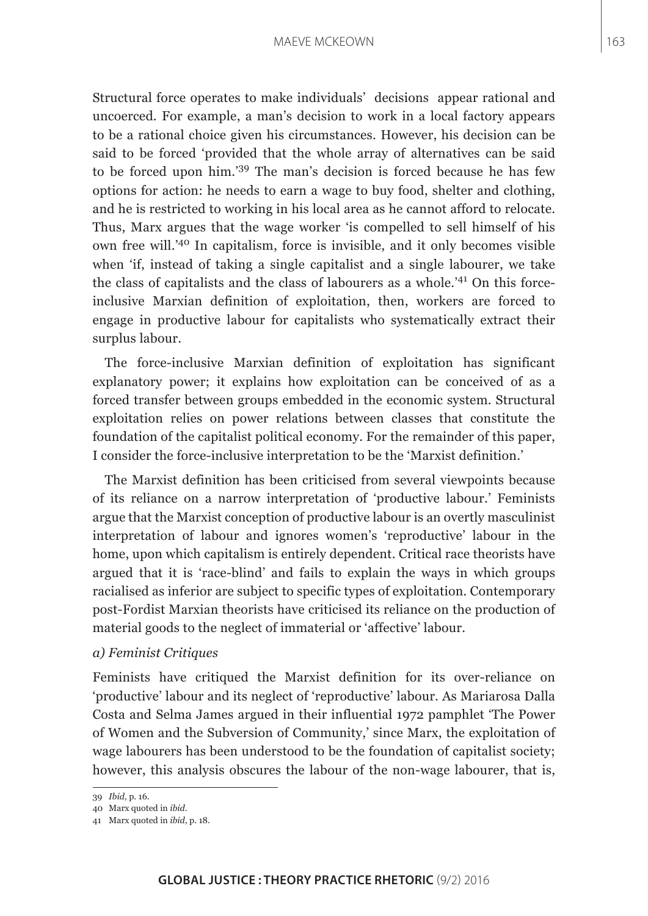Structural force operates to make individuals' decisions appear rational and uncoerced. For example, a man's decision to work in a local factory appears to be a rational choice given his circumstances. However, his decision can be said to be forced 'provided that the whole array of alternatives can be said to be forced upon him.'[39] The man's decision is forced because he has few options for action: he needs to earn a wage to buy food, shelter and clothing, and he is restricted to working in his local area as he cannot afford to relocate. Thus, Marx argues that the wage worker 'is compelled to sell himself of his own free will.'[40] In capitalism, force is invisible, and it only becomes visible when 'if, instead of taking a single capitalist and a single labourer, we take the class of capitalists and the class of labourers as a whole.'[41] On this force-inclusive Marxian definition of exploitation, then, workers are forced to engage in productive labour for capitalists who systematically extract their surplus labour.

The force-inclusive Marxian definition of exploitation has significant explanatory power; it explains how exploitation can be conceived of as a forced transfer between groups embedded in the economic system. Structural exploitation relies on power relations between classes that constitute the foundation of the capitalist political economy. For the remainder of this paper, I consider the force-inclusive interpretation to be the 'Marxist definition.'

The Marxist definition has been criticised from several viewpoints because of its reliance on a narrow interpretation of 'productive labour.' Feminists argue that the Marxist conception of productive labour is an overtly masculinist interpretation of labour and ignores women's 'reproductive' labour in the home, upon which capitalism is entirely dependent. Critical race theorists have argued that it is 'race-blind' and fails to explain the ways in which groups racialised as inferior are subject to specific types of exploitation. Contemporary post-Fordist Marxian theorists have criticised its reliance on the production of material goods to the neglect of immaterial or 'affective' labour.

*a) Feminist Critiques*

Feminists have critiqued the Marxist definition for its over-reliance on 'productive' labour and its neglect of 'reproductive' labour. As Mariarosa Dalla Costa and Selma James argued in their influential 1972 pamphlet 'The Power of Women and the Subversion of Community,' since Marx, the exploitation of wage labourers has been understood to be the foundation of capitalist society; however, this analysis obscures the labour of the non-wage labourer, that is,

---

39 *Ibid*, p. 16.

40 Marx quoted in *ibid*.

41 Marx quoted in *ibid*, p. 18.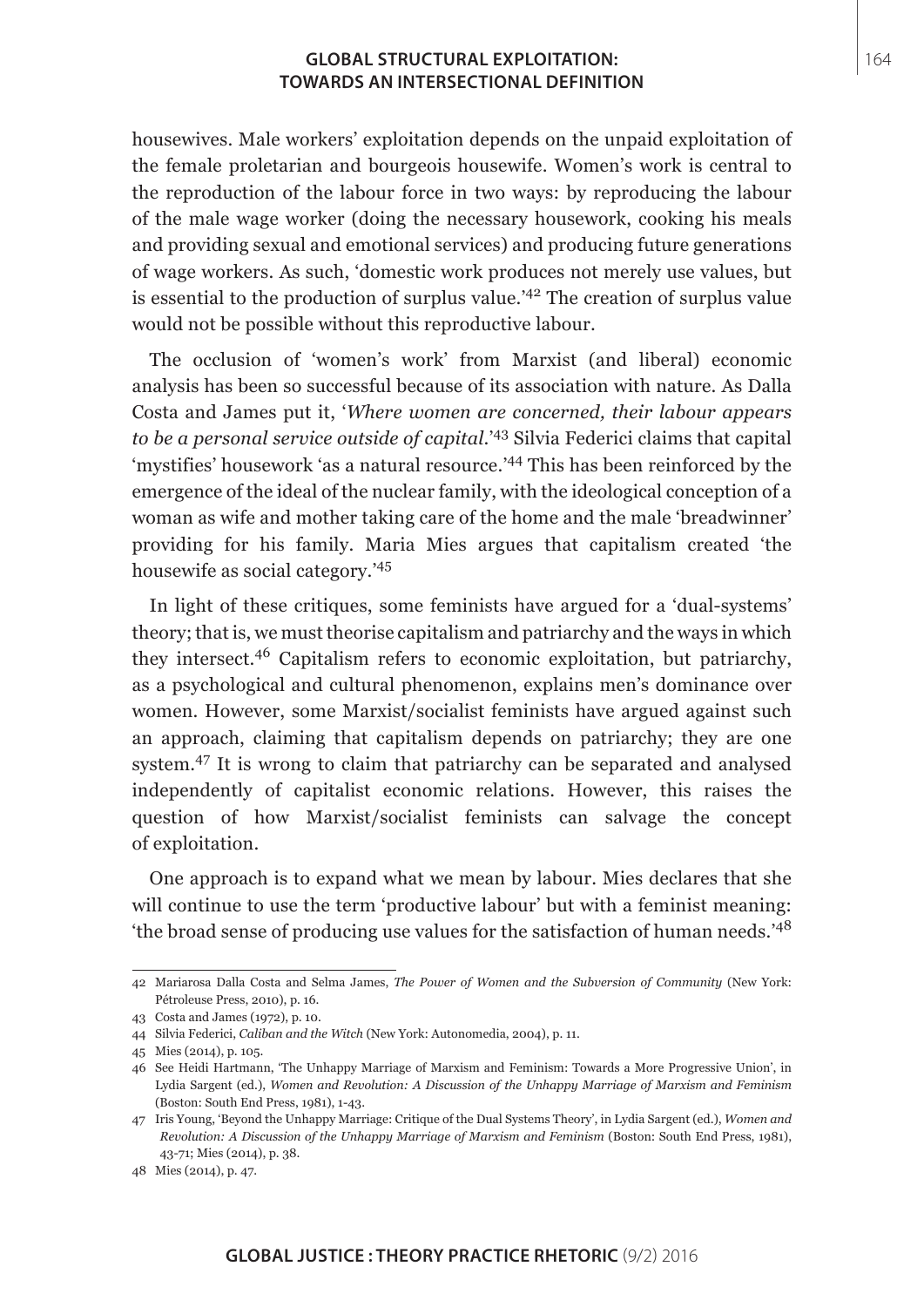housewives. Male workers' exploitation depends on the unpaid exploitation of the female proletarian and bourgeois housewife. Women's work is central to the reproduction of the labour force in two ways: by reproducing the labour of the male wage worker (doing the necessary housework, cooking his meals and providing sexual and emotional services) and producing future generations of wage workers. As such, 'domestic work produces not merely use values, but is essential to the production of surplus value.'[42] The creation of surplus value would not be possible without this reproductive labour.

The occlusion of 'women's work' from Marxist (and liberal) economic analysis has been so successful because of its association with nature. As Dalla Costa and James put it, '*Where women are concerned, their labour appears to be a personal service outside of capital.*'[43] Silvia Federici claims that capital 'mystifies' housework 'as a natural resource.'[44] This has been reinforced by the emergence of the ideal of the nuclear family, with the ideological conception of a woman as wife and mother taking care of the home and the male 'breadwinner' providing for his family. Maria Mies argues that capitalism created 'the housewife as social category.'[45]

In light of these critiques, some feminists have argued for a 'dual-systems' theory; that is, we must theorise capitalism and patriarchy and the ways in which they intersect.[46] Capitalism refers to economic exploitation, but patriarchy, as a psychological and cultural phenomenon, explains men's dominance over women. However, some Marxist/socialist feminists have argued against such an approach, claiming that capitalism depends on patriarchy; they are one system.[47] It is wrong to claim that patriarchy can be separated and analysed independently of capitalist economic relations. However, this raises the question of how Marxist/socialist feminists can salvage the concept of exploitation.

One approach is to expand what we mean by labour. Mies declares that she will continue to use the term 'productive labour' but with a feminist meaning: 'the broad sense of producing use values for the satisfaction of human needs.'[48]

---

42 Mariarosa Dalla Costa and Selma James, *The Power of Women and the Subversion of Community* (New York: Pétroleuse Press, 2010), p. 16.

43 Costa and James (1972), p. 10.

44 Silvia Federici, *Caliban and the Witch* (New York: Autonomedia, 2004), p. 11.

45 Mies (2014), p. 105.

46 See Heidi Hartmann, 'The Unhappy Marriage of Marxism and Feminism: Towards a More Progressive Union', in Lydia Sargent (ed.), *Women and Revolution: A Discussion of the Unhappy Marriage of Marxism and Feminism* (Boston: South End Press, 1981), 1-43.

47 Iris Young, 'Beyond the Unhappy Marriage: Critique of the Dual Systems Theory', in Lydia Sargent (ed.), *Women and Revolution: A Discussion of the Unhappy Marriage of Marxism and Feminism* (Boston: South End Press, 1981), 43-71; Mies (2014), p. 38.

48 Mies (2014), p. 47.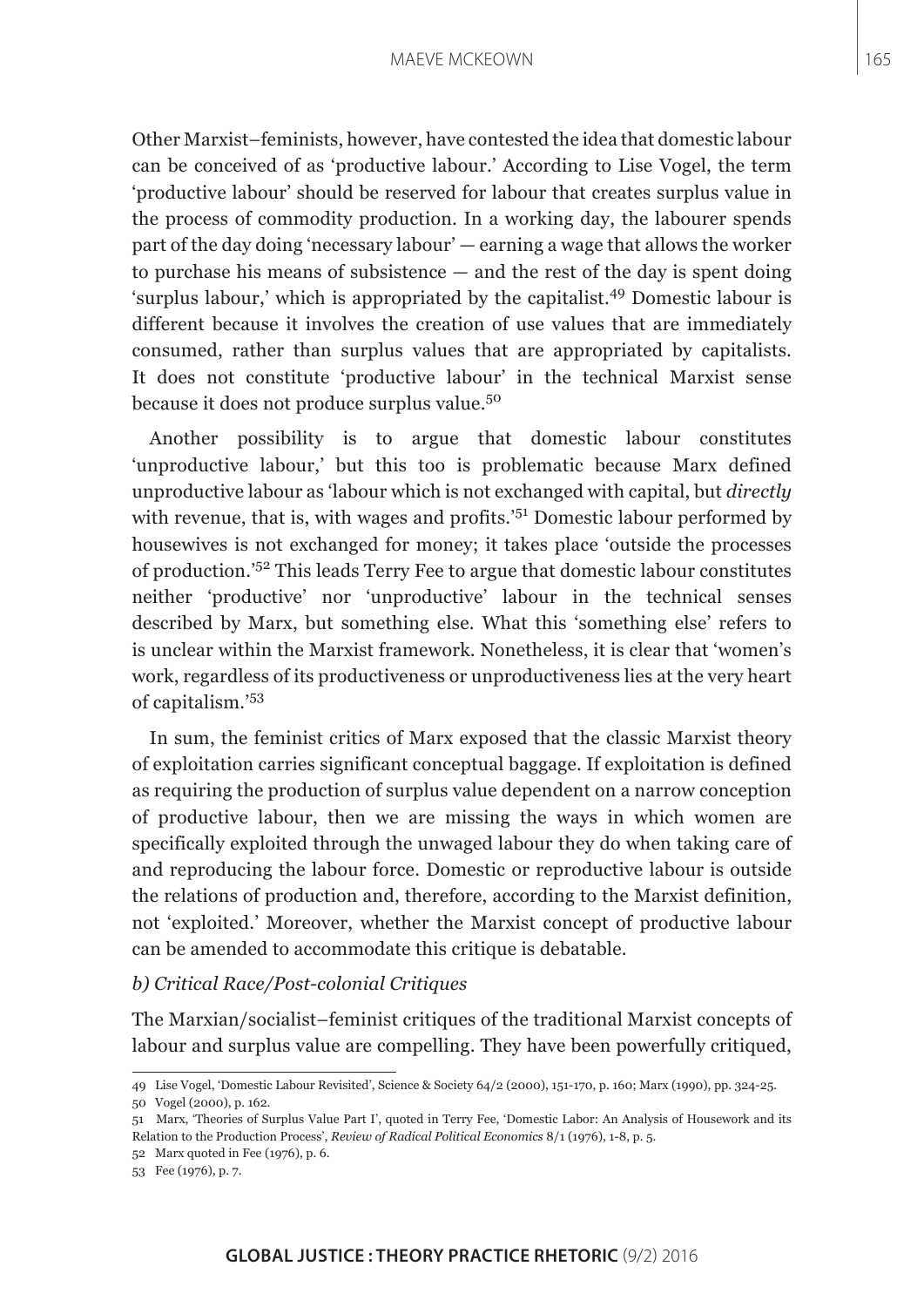Other Marxist–feminists, however, have contested the idea that domestic labour can be conceived of as 'productive labour.' According to Lise Vogel, the term 'productive labour' should be reserved for labour that creates surplus value in the process of commodity production. In a working day, the labourer spends part of the day doing 'necessary labour' — earning a wage that allows the worker to purchase his means of subsistence — and the rest of the day is spent doing 'surplus labour,' which is appropriated by the capitalist.[49] Domestic labour is different because it involves the creation of use values that are immediately consumed, rather than surplus values that are appropriated by capitalists. It does not constitute 'productive labour' in the technical Marxist sense because it does not produce surplus value.[50]

Another possibility is to argue that domestic labour constitutes 'unproductive labour,' but this too is problematic because Marx defined unproductive labour as 'labour which is not exchanged with capital, but *directly* with revenue, that is, with wages and profits.'[51] Domestic labour performed by housewives is not exchanged for money; it takes place 'outside the processes of production.'[52] This leads Terry Fee to argue that domestic labour constitutes neither 'productive' nor 'unproductive' labour in the technical senses described by Marx, but something else. What this 'something else' refers to is unclear within the Marxist framework. Nonetheless, it is clear that 'women's work, regardless of its productiveness or unproductiveness lies at the very heart of capitalism.'[53]

In sum, the feminist critics of Marx exposed that the classic Marxist theory of exploitation carries significant conceptual baggage. If exploitation is defined as requiring the production of surplus value dependent on a narrow conception of productive labour, then we are missing the ways in which women are specifically exploited through the unwaged labour they do when taking care of and reproducing the labour force. Domestic or reproductive labour is outside the relations of production and, therefore, according to the Marxist definition, not 'exploited.' Moreover, whether the Marxist concept of productive labour can be amended to accommodate this critique is debatable.

### *b) Critical Race/Post-colonial Critiques*

The Marxian/socialist–feminist critiques of the traditional Marxist concepts of labour and surplus value are compelling. They have been powerfully critiqued,

---

49 Lise Vogel, 'Domestic Labour Revisited', Science & Society 64/2 (2000), 151-170, p. 160; Marx (1990), pp. 324-25.

50 Vogel (2000), p. 162.

51 Marx, 'Theories of Surplus Value Part I', quoted in Terry Fee, 'Domestic Labor: An Analysis of Housework and its Relation to the Production Process', *Review of Radical Political Economics* 8/1 (1976), 1-8, p. 5.

52 Marx quoted in Fee (1976), p. 6.

53 Fee (1976), p. 7.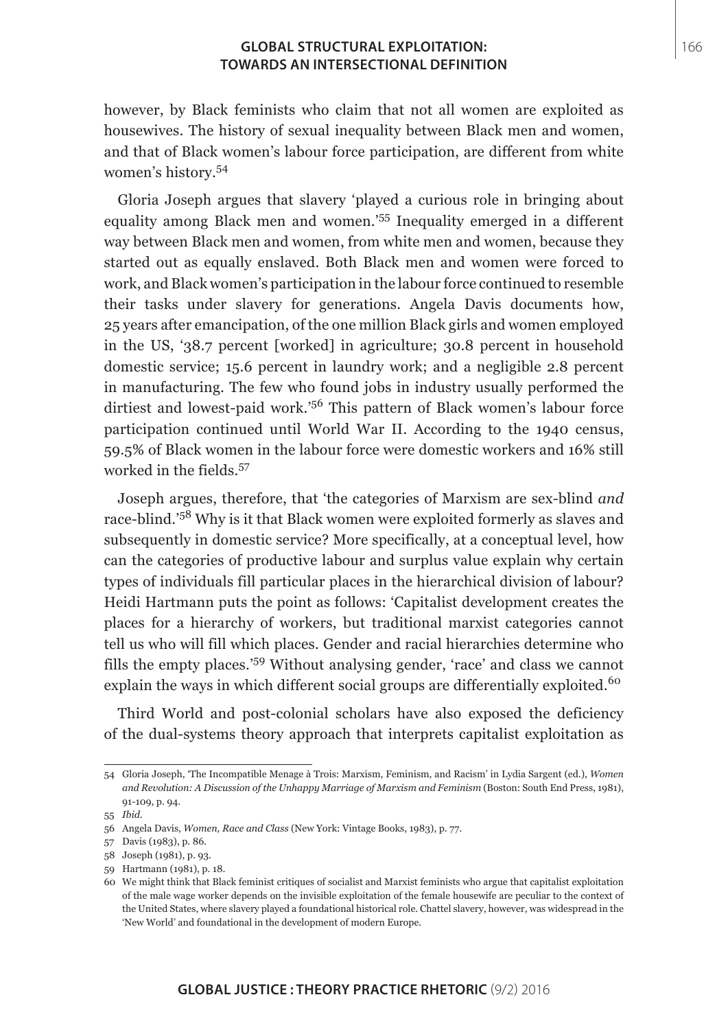however, by Black feminists who claim that not all women are exploited as housewives. The history of sexual inequality between Black men and women, and that of Black women's labour force participation, are different from white women's history.[54]

Gloria Joseph argues that slavery 'played a curious role in bringing about equality among Black men and women.'[55] Inequality emerged in a different way between Black men and women, from white men and women, because they started out as equally enslaved. Both Black men and women were forced to work, and Black women's participation in the labour force continued to resemble their tasks under slavery for generations. Angela Davis documents how, 25 years after emancipation, of the one million Black girls and women employed in the US, '38.7 percent [worked] in agriculture; 30.8 percent in household domestic service; 15.6 percent in laundry work; and a negligible 2.8 percent in manufacturing. The few who found jobs in industry usually performed the dirtiest and lowest-paid work.'[56] This pattern of Black women's labour force participation continued until World War II. According to the 1940 census, 59.5% of Black women in the labour force were domestic workers and 16% still worked in the fields.[57]

Joseph argues, therefore, that 'the categories of Marxism are sex-blind *and* race-blind.'[58] Why is it that Black women were exploited formerly as slaves and subsequently in domestic service? More specifically, at a conceptual level, how can the categories of productive labour and surplus value explain why certain types of individuals fill particular places in the hierarchical division of labour? Heidi Hartmann puts the point as follows: 'Capitalist development creates the places for a hierarchy of workers, but traditional marxist categories cannot tell us who will fill which places. Gender and racial hierarchies determine who fills the empty places.'[59] Without analysing gender, 'race' and class we cannot explain the ways in which different social groups are differentially exploited.[60]

Third World and post-colonial scholars have also exposed the deficiency of the dual-systems theory approach that interprets capitalist exploitation as

---

54 Gloria Joseph, 'The Incompatible Menage à Trois: Marxism, Feminism, and Racism' in Lydia Sargent (ed.), *Women and Revolution: A Discussion of the Unhappy Marriage of Marxism and Feminism* (Boston: South End Press, 1981), 91-109, p. 94.

55 *Ibid.*

56 Angela Davis, *Women, Race and Class* (New York: Vintage Books, 1983), p. 77.

57 Davis (1983), p. 86.

58 Joseph (1981), p. 93.

59 Hartmann (1981), p. 18.

60 We might think that Black feminist critiques of socialist and Marxist feminists who argue that capitalist exploitation of the male wage worker depends on the invisible exploitation of the female housewife are peculiar to the context of the United States, where slavery played a foundational historical role. Chattel slavery, however, was widespread in the 'New World' and foundational in the development of modern Europe.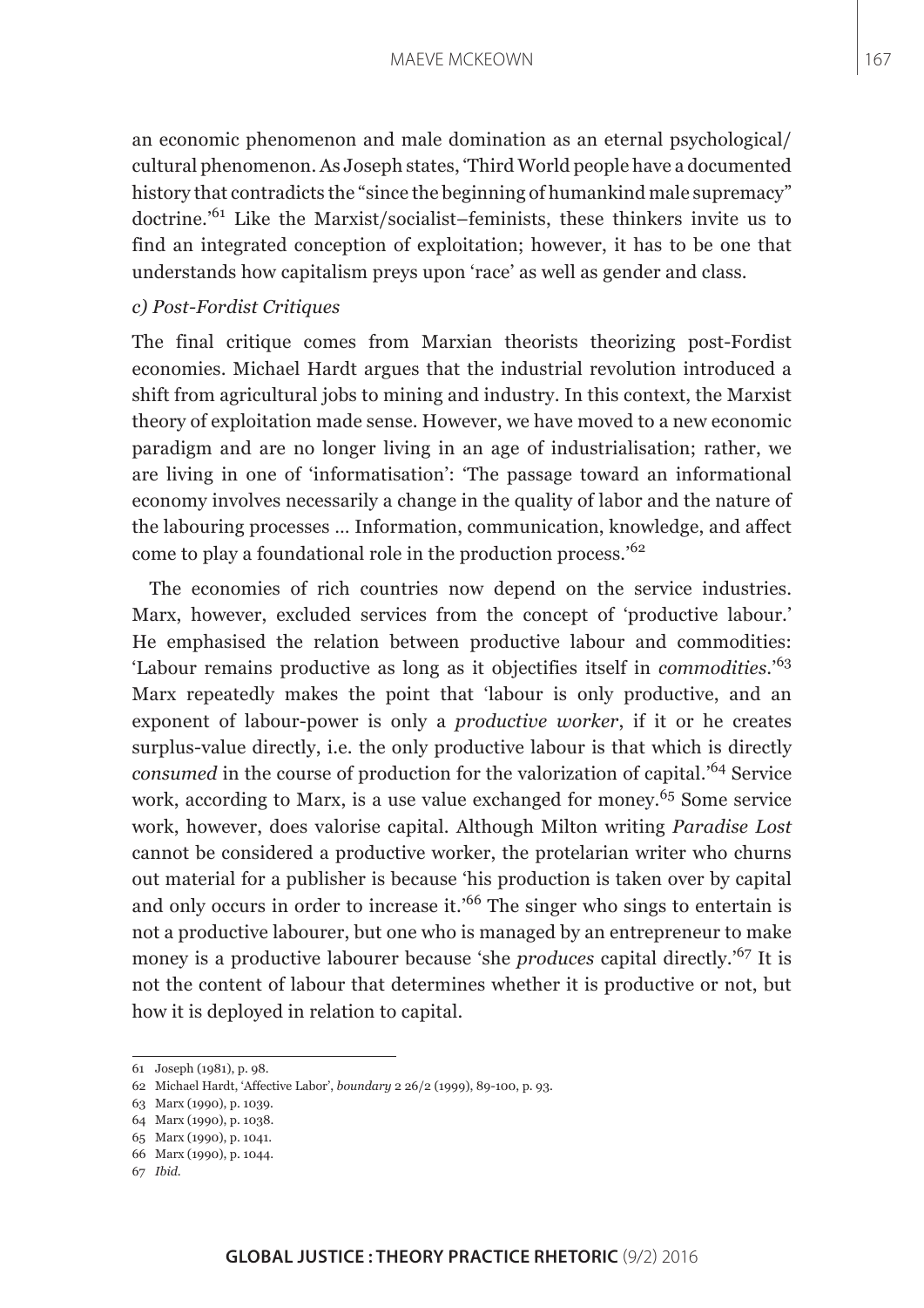an economic phenomenon and male domination as an eternal psychological/cultural phenomenon. As Joseph states, 'Third World people have a documented history that contradicts the "since the beginning of humankind male supremacy" doctrine.'[61] Like the Marxist/socialist–feminists, these thinkers invite us to find an integrated conception of exploitation; however, it has to be one that understands how capitalism preys upon 'race' as well as gender and class.

*c) Post-Fordist Critiques*

The final critique comes from Marxian theorists theorizing post-Fordist economies. Michael Hardt argues that the industrial revolution introduced a shift from agricultural jobs to mining and industry. In this context, the Marxist theory of exploitation made sense. However, we have moved to a new economic paradigm and are no longer living in an age of industrialisation; rather, we are living in one of 'informatisation': 'The passage toward an informational economy involves necessarily a change in the quality of labor and the nature of the labouring processes ... Information, communication, knowledge, and affect come to play a foundational role in the production process.'[62]

The economies of rich countries now depend on the service industries. Marx, however, excluded services from the concept of 'productive labour.' He emphasised the relation between productive labour and commodities: 'Labour remains productive as long as it objectifies itself in *commodities*.'[63] Marx repeatedly makes the point that 'labour is only productive, and an exponent of labour-power is only a *productive worker*, if it or he creates surplus-value directly, i.e. the only productive labour is that which is directly *consumed* in the course of production for the valorization of capital.'[64] Service work, according to Marx, is a use value exchanged for money.[65] Some service work, however, does valorise capital. Although Milton writing *Paradise Lost* cannot be considered a productive worker, the protelarian writer who churns out material for a publisher is because 'his production is taken over by capital and only occurs in order to increase it.'[66] The singer who sings to entertain is not a productive labourer, but one who is managed by an entrepreneur to make money is a productive labourer because 'she *produces* capital directly.'[67] It is not the content of labour that determines whether it is productive or not, but how it is deployed in relation to capital.

---

61 Joseph (1981), p. 98.

62 Michael Hardt, 'Affective Labor', *boundary* 2 26/2 (1999), 89-100, p. 93.

63 Marx (1990), p. 1039.

64 Marx (1990), p. 1038.

65 Marx (1990), p. 1041.

66 Marx (1990), p. 1044.

67 *Ibid.*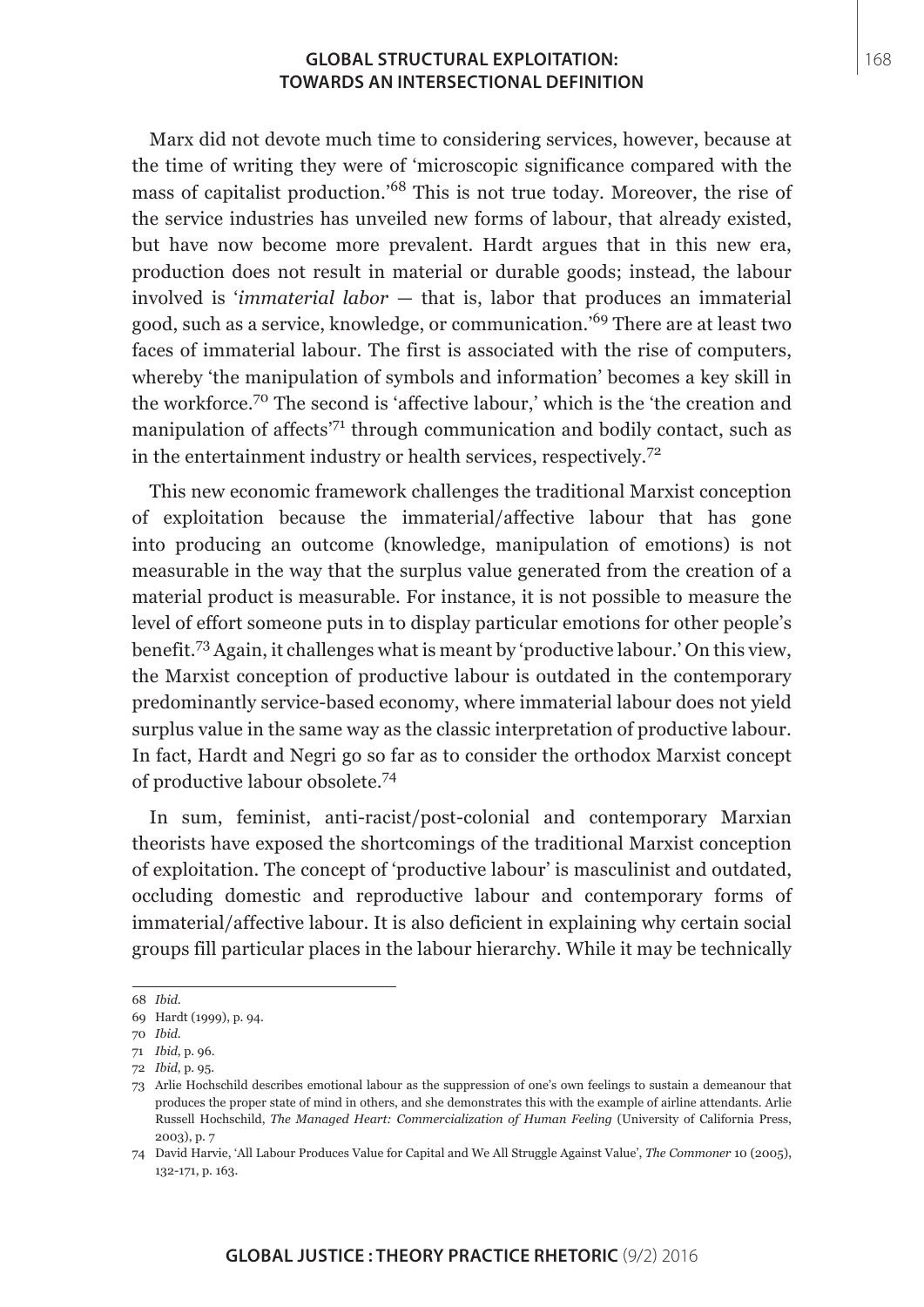Marx did not devote much time to considering services, however, because at the time of writing they were of 'microscopic significance compared with the mass of capitalist production.'[68] This is not true today. Moreover, the rise of the service industries has unveiled new forms of labour, that already existed, but have now become more prevalent. Hardt argues that in this new era, production does not result in material or durable goods; instead, the labour involved is '*immaterial labor* — that is, labor that produces an immaterial good, such as a service, knowledge, or communication.'[69] There are at least two faces of immaterial labour. The first is associated with the rise of computers, whereby 'the manipulation of symbols and information' becomes a key skill in the workforce.[70] The second is 'affective labour,' which is the 'the creation and manipulation of affects'[71] through communication and bodily contact, such as in the entertainment industry or health services, respectively.[72]

This new economic framework challenges the traditional Marxist conception of exploitation because the immaterial/affective labour that has gone into producing an outcome (knowledge, manipulation of emotions) is not measurable in the way that the surplus value generated from the creation of a material product is measurable. For instance, it is not possible to measure the level of effort someone puts in to display particular emotions for other people's benefit.[73] Again, it challenges what is meant by 'productive labour.' On this view, the Marxist conception of productive labour is outdated in the contemporary predominantly service-based economy, where immaterial labour does not yield surplus value in the same way as the classic interpretation of productive labour. In fact, Hardt and Negri go so far as to consider the orthodox Marxist concept of productive labour obsolete.[74]

In sum, feminist, anti-racist/post-colonial and contemporary Marxian theorists have exposed the shortcomings of the traditional Marxist conception of exploitation. The concept of 'productive labour' is masculinist and outdated, occluding domestic and reproductive labour and contemporary forms of immaterial/affective labour. It is also deficient in explaining why certain social groups fill particular places in the labour hierarchy. While it may be technically

---

68 *Ibid.*

69 Hardt (1999), p. 94.

70 *Ibid.*

71 *Ibid*, p. 96.

72 *Ibid*, p. 95.

73 Arlie Hochschild describes emotional labour as the suppression of one's own feelings to sustain a demeanour that produces the proper state of mind in others, and she demonstrates this with the example of airline attendants. Arlie Russell Hochschild, *The Managed Heart: Commercialization of Human Feeling* (University of California Press, 2003), p. 7

74 David Harvie, 'All Labour Produces Value for Capital and We All Struggle Against Value', *The Commoner* 10 (2005), 132-171, p. 163.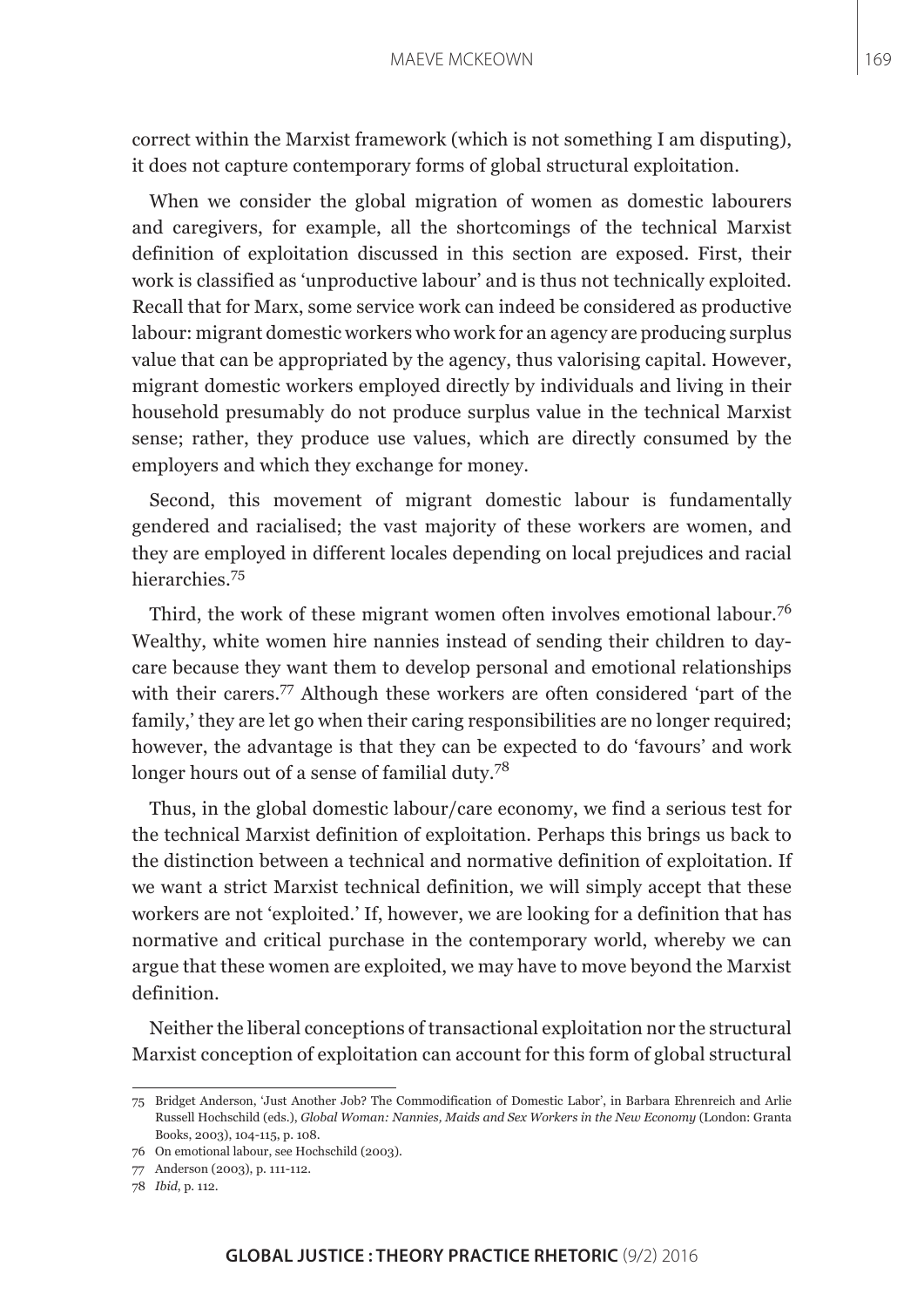correct within the Marxist framework (which is not something I am disputing), it does not capture contemporary forms of global structural exploitation.

When we consider the global migration of women as domestic labourers and caregivers, for example, all the shortcomings of the technical Marxist definition of exploitation discussed in this section are exposed. First, their work is classified as 'unproductive labour' and is thus not technically exploited. Recall that for Marx, some service work can indeed be considered as productive labour: migrant domestic workers who work for an agency are producing surplus value that can be appropriated by the agency, thus valorising capital. However, migrant domestic workers employed directly by individuals and living in their household presumably do not produce surplus value in the technical Marxist sense; rather, they produce use values, which are directly consumed by the employers and which they exchange for money.

Second, this movement of migrant domestic labour is fundamentally gendered and racialised; the vast majority of these workers are women, and they are employed in different locales depending on local prejudices and racial hierarchies.[75]

Third, the work of these migrant women often involves emotional labour.[76] Wealthy, white women hire nannies instead of sending their children to day-care because they want them to develop personal and emotional relationships with their carers.[77] Although these workers are often considered 'part of the family,' they are let go when their caring responsibilities are no longer required; however, the advantage is that they can be expected to do 'favours' and work longer hours out of a sense of familial duty.[78]

Thus, in the global domestic labour/care economy, we find a serious test for the technical Marxist definition of exploitation. Perhaps this brings us back to the distinction between a technical and normative definition of exploitation. If we want a strict Marxist technical definition, we will simply accept that these workers are not 'exploited.' If, however, we are looking for a definition that has normative and critical purchase in the contemporary world, whereby we can argue that these women are exploited, we may have to move beyond the Marxist definition.

Neither the liberal conceptions of transactional exploitation nor the structural Marxist conception of exploitation can account for this form of global structural

---

75 Bridget Anderson, 'Just Another Job? The Commodification of Domestic Labor', in Barbara Ehrenreich and Arlie Russell Hochschild (eds.), *Global Woman: Nannies, Maids and Sex Workers in the New Economy* (London: Granta Books, 2003), 104-115, p. 108.

76 On emotional labour, see Hochschild (2003).

77 Anderson (2003), p. 111-112.

78 *Ibid*, p. 112.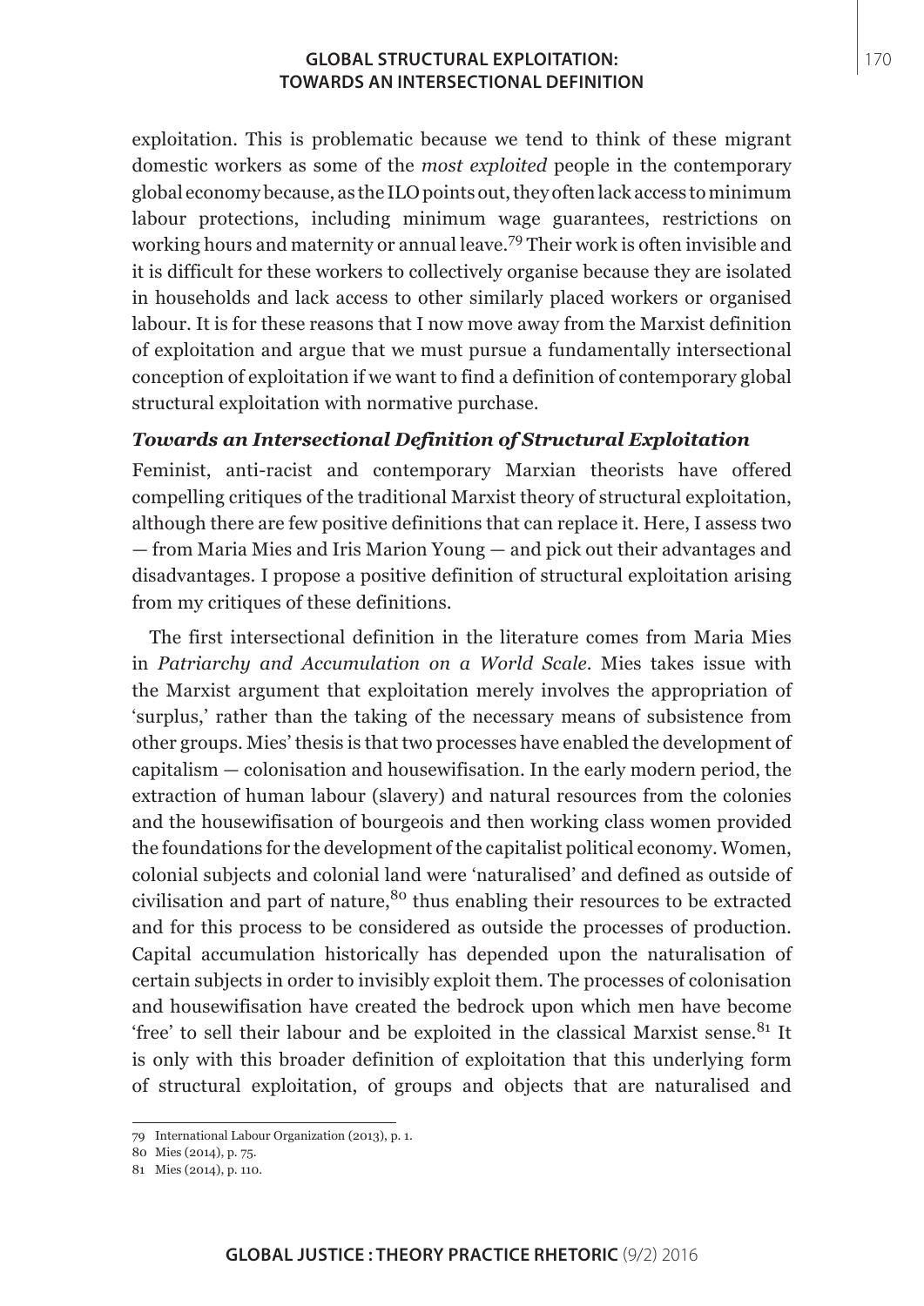exploitation. This is problematic because we tend to think of these migrant domestic workers as some of the *most exploited* people in the contemporary global economy because, as the ILO points out, they often lack access to minimum labour protections, including minimum wage guarantees, restrictions on working hours and maternity or annual leave.[79] Their work is often invisible and it is difficult for these workers to collectively organise because they are isolated in households and lack access to other similarly placed workers or organised labour. It is for these reasons that I now move away from the Marxist definition of exploitation and argue that we must pursue a fundamentally intersectional conception of exploitation if we want to find a definition of contemporary global structural exploitation with normative purchase.

### *Towards an Intersectional Definition of Structural Exploitation*

Feminist, anti-racist and contemporary Marxian theorists have offered compelling critiques of the traditional Marxist theory of structural exploitation, although there are few positive definitions that can replace it. Here, I assess two — from Maria Mies and Iris Marion Young — and pick out their advantages and disadvantages. I propose a positive definition of structural exploitation arising from my critiques of these definitions.

The first intersectional definition in the literature comes from Maria Mies in *Patriarchy and Accumulation on a World Scale*. Mies takes issue with the Marxist argument that exploitation merely involves the appropriation of 'surplus,' rather than the taking of the necessary means of subsistence from other groups. Mies' thesis is that two processes have enabled the development of capitalism — colonisation and housewifisation. In the early modern period, the extraction of human labour (slavery) and natural resources from the colonies and the housewifisation of bourgeois and then working class women provided the foundations for the development of the capitalist political economy. Women, colonial subjects and colonial land were 'naturalised' and defined as outside of civilisation and part of nature,[80] thus enabling their resources to be extracted and for this process to be considered as outside the processes of production. Capital accumulation historically has depended upon the naturalisation of certain subjects in order to invisibly exploit them. The processes of colonisation and housewifisation have created the bedrock upon which men have become 'free' to sell their labour and be exploited in the classical Marxist sense.[81] It is only with this broader definition of exploitation that this underlying form of structural exploitation, of groups and objects that are naturalised and

---

79 International Labour Organization (2013), p. 1.

80 Mies (2014), p. 75.

81 Mies (2014), p. 110.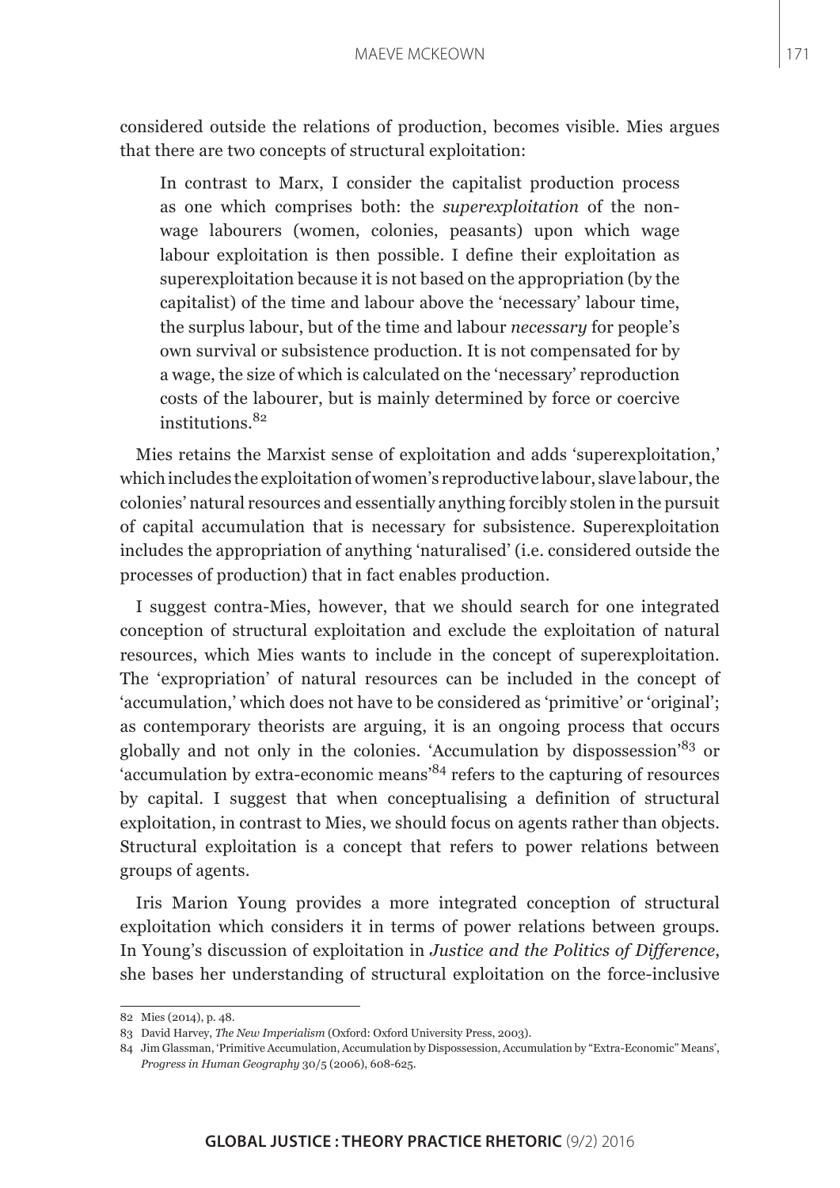considered outside the relations of production, becomes visible. Mies argues that there are two concepts of structural exploitation:

> In contrast to Marx, I consider the capitalist production process as one which comprises both: the *superexploitation* of the non-wage labourers (women, colonies, peasants) upon which wage labour exploitation is then possible. I define their exploitation as superexploitation because it is not based on the appropriation (by the capitalist) of the time and labour above the 'necessary' labour time, the surplus labour, but of the time and labour *necessary* for people's own survival or subsistence production. It is not compensated for by a wage, the size of which is calculated on the 'necessary' reproduction costs of the labourer, but is mainly determined by force or coercive institutions.[82]

Mies retains the Marxist sense of exploitation and adds 'superexploitation,' which includes the exploitation of women's reproductive labour, slave labour, the colonies' natural resources and essentially anything forcibly stolen in the pursuit of capital accumulation that is necessary for subsistence. Superexploitation includes the appropriation of anything 'naturalised' (i.e. considered outside the processes of production) that in fact enables production.

I suggest contra-Mies, however, that we should search for one integrated conception of structural exploitation and exclude the exploitation of natural resources, which Mies wants to include in the concept of superexploitation. The 'expropriation' of natural resources can be included in the concept of 'accumulation,' which does not have to be considered as 'primitive' or 'original'; as contemporary theorists are arguing, it is an ongoing process that occurs globally and not only in the colonies. 'Accumulation by dispossession'[83] or 'accumulation by extra-economic means'[84] refers to the capturing of resources by capital. I suggest that when conceptualising a definition of structural exploitation, in contrast to Mies, we should focus on agents rather than objects. Structural exploitation is a concept that refers to power relations between groups of agents.

Iris Marion Young provides a more integrated conception of structural exploitation which considers it in terms of power relations between groups. In Young's discussion of exploitation in *Justice and the Politics of Difference*, she bases her understanding of structural exploitation on the force-inclusive

---

82 Mies (2014), p. 48.

83 David Harvey, *The New Imperialism* (Oxford: Oxford University Press, 2003).

84 Jim Glassman, 'Primitive Accumulation, Accumulation by Dispossession, Accumulation by "Extra-Economic" Means', *Progress in Human Geography* 30/5 (2006), 608-625.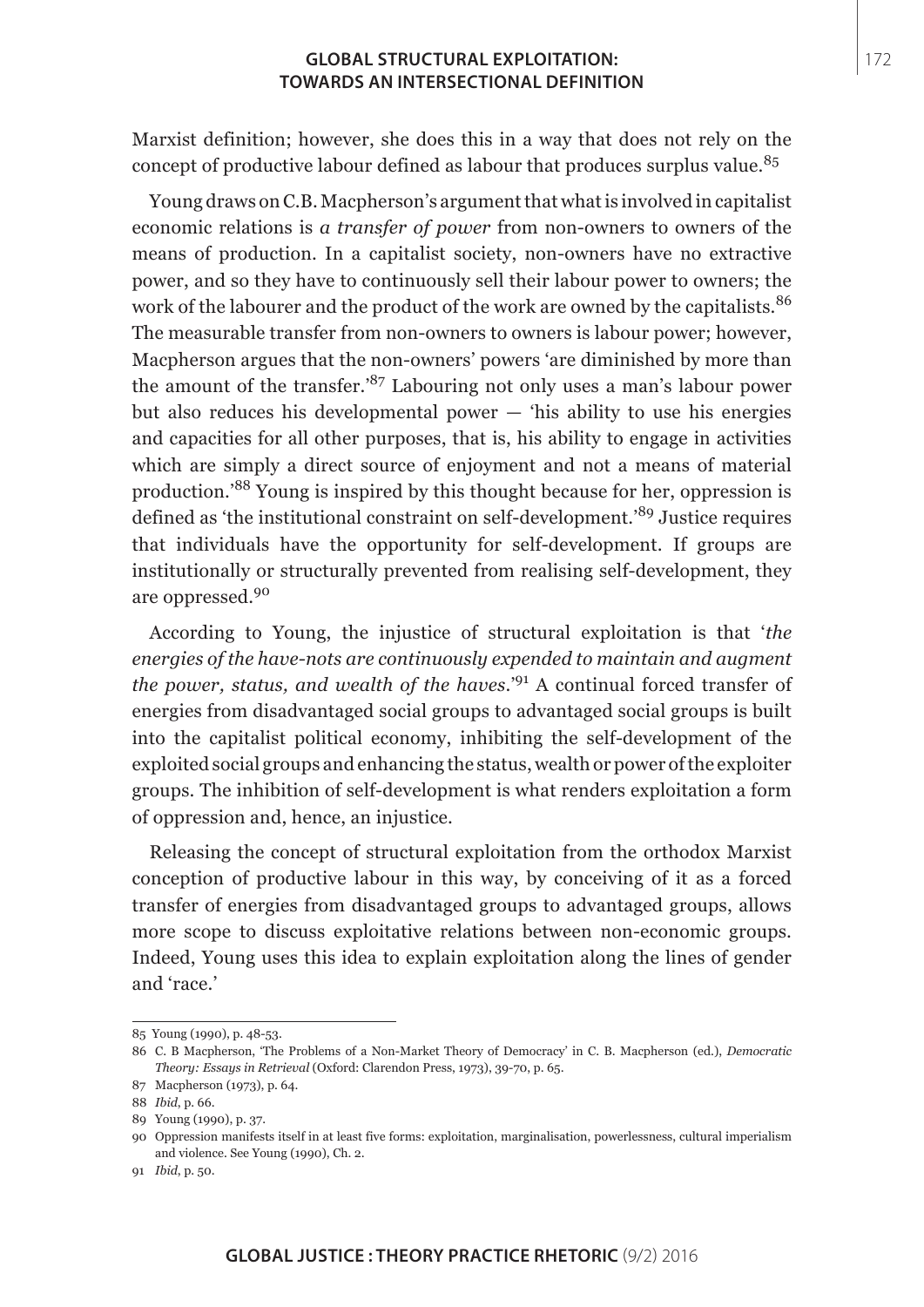Marxist definition; however, she does this in a way that does not rely on the concept of productive labour defined as labour that produces surplus value.[85]

Young draws on C.B. Macpherson's argument that what is involved in capitalist economic relations is *a transfer of power* from non-owners to owners of the means of production. In a capitalist society, non-owners have no extractive power, and so they have to continuously sell their labour power to owners; the work of the labourer and the product of the work are owned by the capitalists.[86] The measurable transfer from non-owners to owners is labour power; however, Macpherson argues that the non-owners' powers 'are diminished by more than the amount of the transfer.'[87] Labouring not only uses a man's labour power but also reduces his developmental power — 'his ability to use his energies and capacities for all other purposes, that is, his ability to engage in activities which are simply a direct source of enjoyment and not a means of material production.'[88] Young is inspired by this thought because for her, oppression is defined as 'the institutional constraint on self-development.'[89] Justice requires that individuals have the opportunity for self-development. If groups are institutionally or structurally prevented from realising self-development, they are oppressed.[90]

According to Young, the injustice of structural exploitation is that '*the energies of the have-nots are continuously expended to maintain and augment the power, status, and wealth of the haves*.'[91] A continual forced transfer of energies from disadvantaged social groups to advantaged social groups is built into the capitalist political economy, inhibiting the self-development of the exploited social groups and enhancing the status, wealth or power of the exploiter groups. The inhibition of self-development is what renders exploitation a form of oppression and, hence, an injustice.

Releasing the concept of structural exploitation from the orthodox Marxist conception of productive labour in this way, by conceiving of it as a forced transfer of energies from disadvantaged groups to advantaged groups, allows more scope to discuss exploitative relations between non-economic groups. Indeed, Young uses this idea to explain exploitation along the lines of gender and 'race.'

---

85 Young (1990), p. 48-53.

86 C. B Macpherson, 'The Problems of a Non-Market Theory of Democracy' in C. B. Macpherson (ed.), *Democratic Theory: Essays in Retrieval* (Oxford: Clarendon Press, 1973), 39-70, p. 65.

87 Macpherson (1973), p. 64.

88 *Ibid*, p. 66.

89 Young (1990), p. 37.

90 Oppression manifests itself in at least five forms: exploitation, marginalisation, powerlessness, cultural imperialism and violence. See Young (1990), Ch. 2.

91 *Ibid*, p. 50.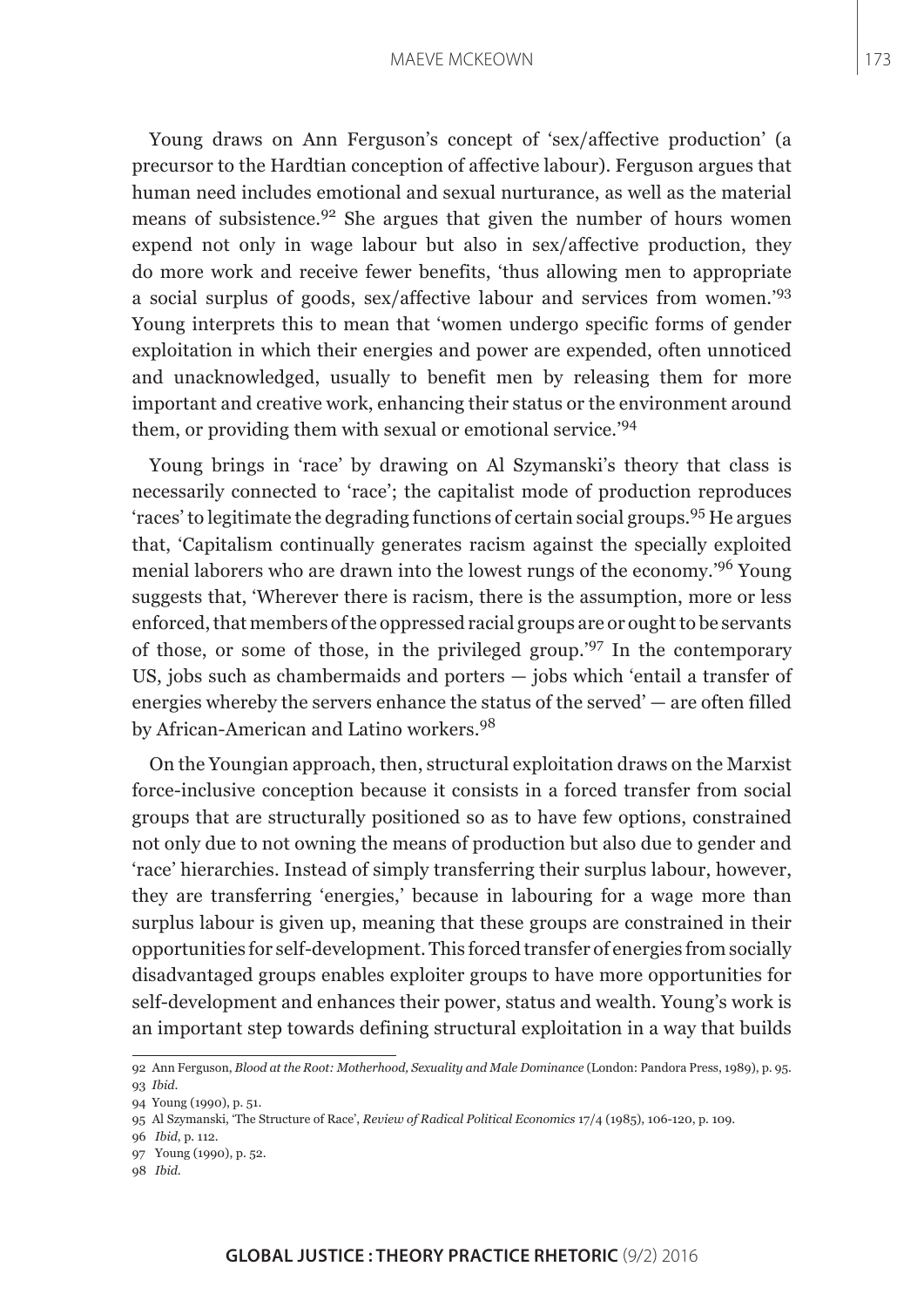Young draws on Ann Ferguson's concept of 'sex/affective production' (a precursor to the Hardtian conception of affective labour). Ferguson argues that human need includes emotional and sexual nurturance, as well as the material means of subsistence.[92] She argues that given the number of hours women expend not only in wage labour but also in sex/affective production, they do more work and receive fewer benefits, 'thus allowing men to appropriate a social surplus of goods, sex/affective labour and services from women.'[93] Young interprets this to mean that 'women undergo specific forms of gender exploitation in which their energies and power are expended, often unnoticed and unacknowledged, usually to benefit men by releasing them for more important and creative work, enhancing their status or the environment around them, or providing them with sexual or emotional service.'[94]

Young brings in 'race' by drawing on Al Szymanski's theory that class is necessarily connected to 'race'; the capitalist mode of production reproduces 'races' to legitimate the degrading functions of certain social groups.[95] He argues that, 'Capitalism continually generates racism against the specially exploited menial laborers who are drawn into the lowest rungs of the economy.'[96] Young suggests that, 'Wherever there is racism, there is the assumption, more or less enforced, that members of the oppressed racial groups are or ought to be servants of those, or some of those, in the privileged group.'[97] In the contemporary US, jobs such as chambermaids and porters — jobs which 'entail a transfer of energies whereby the servers enhance the status of the served' — are often filled by African-American and Latino workers.[98]

On the Youngian approach, then, structural exploitation draws on the Marxist force-inclusive conception because it consists in a forced transfer from social groups that are structurally positioned so as to have few options, constrained not only due to not owning the means of production but also due to gender and 'race' hierarchies. Instead of simply transferring their surplus labour, however, they are transferring 'energies,' because in labouring for a wage more than surplus labour is given up, meaning that these groups are constrained in their opportunities for self-development. This forced transfer of energies from socially disadvantaged groups enables exploiter groups to have more opportunities for self-development and enhances their power, status and wealth. Young's work is an important step towards defining structural exploitation in a way that builds

92 Ann Ferguson, *Blood at the Root: Motherhood, Sexuality and Male Dominance* (London: Pandora Press, 1989), p. 95.

93 *Ibid.*

94 Young (1990), p. 51.

95 Al Szymanski, 'The Structure of Race', *Review of Radical Political Economics* 17/4 (1985), 106-120, p. 109.

96 *Ibid*, p. 112.

97 Young (1990), p. 52.

98 *Ibid.*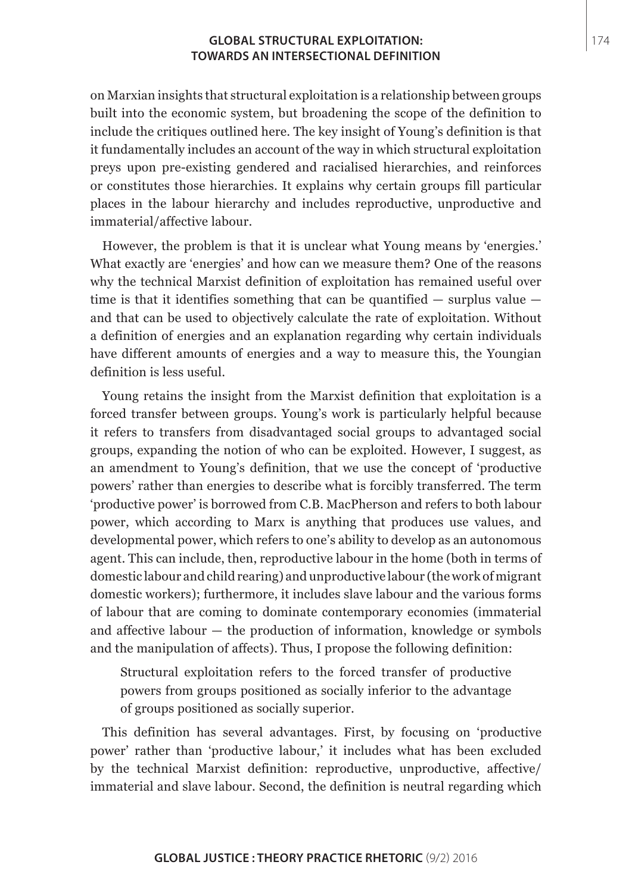on Marxian insights that structural exploitation is a relationship between groups built into the economic system, but broadening the scope of the definition to include the critiques outlined here. The key insight of Young's definition is that it fundamentally includes an account of the way in which structural exploitation preys upon pre-existing gendered and racialised hierarchies, and reinforces or constitutes those hierarchies. It explains why certain groups fill particular places in the labour hierarchy and includes reproductive, unproductive and immaterial/affective labour.

However, the problem is that it is unclear what Young means by 'energies.' What exactly are 'energies' and how can we measure them? One of the reasons why the technical Marxist definition of exploitation has remained useful over time is that it identifies something that can be quantified — surplus value — and that can be used to objectively calculate the rate of exploitation. Without a definition of energies and an explanation regarding why certain individuals have different amounts of energies and a way to measure this, the Youngian definition is less useful.

Young retains the insight from the Marxist definition that exploitation is a forced transfer between groups. Young's work is particularly helpful because it refers to transfers from disadvantaged social groups to advantaged social groups, expanding the notion of who can be exploited. However, I suggest, as an amendment to Young's definition, that we use the concept of 'productive powers' rather than energies to describe what is forcibly transferred. The term 'productive power' is borrowed from C.B. MacPherson and refers to both labour power, which according to Marx is anything that produces use values, and developmental power, which refers to one's ability to develop as an autonomous agent. This can include, then, reproductive labour in the home (both in terms of domestic labour and child rearing) and unproductive labour (the work of migrant domestic workers); furthermore, it includes slave labour and the various forms of labour that are coming to dominate contemporary economies (immaterial and affective labour — the production of information, knowledge or symbols and the manipulation of affects). Thus, I propose the following definition:

> Structural exploitation refers to the forced transfer of productive powers from groups positioned as socially inferior to the advantage of groups positioned as socially superior.

This definition has several advantages. First, by focusing on 'productive power' rather than 'productive labour,' it includes what has been excluded by the technical Marxist definition: reproductive, unproductive, affective/immaterial and slave labour. Second, the definition is neutral regarding which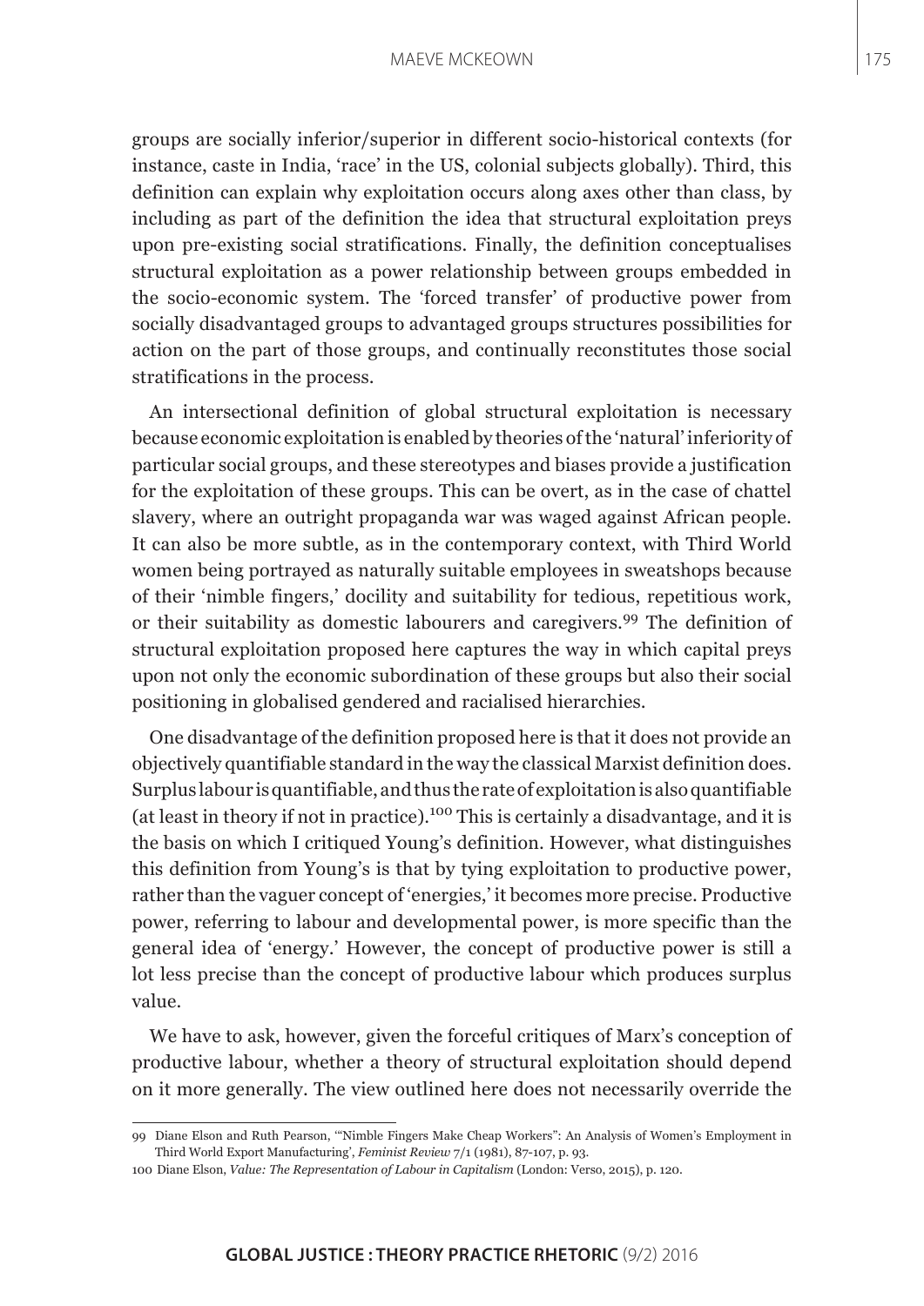groups are socially inferior/superior in different socio-historical contexts (for instance, caste in India, 'race' in the US, colonial subjects globally). Third, this definition can explain why exploitation occurs along axes other than class, by including as part of the definition the idea that structural exploitation preys upon pre-existing social stratifications. Finally, the definition conceptualises structural exploitation as a power relationship between groups embedded in the socio-economic system. The 'forced transfer' of productive power from socially disadvantaged groups to advantaged groups structures possibilities for action on the part of those groups, and continually reconstitutes those social stratifications in the process.

An intersectional definition of global structural exploitation is necessary because economic exploitation is enabled by theories of the 'natural' inferiority of particular social groups, and these stereotypes and biases provide a justification for the exploitation of these groups. This can be overt, as in the case of chattel slavery, where an outright propaganda war was waged against African people. It can also be more subtle, as in the contemporary context, with Third World women being portrayed as naturally suitable employees in sweatshops because of their 'nimble fingers,' docility and suitability for tedious, repetitious work, or their suitability as domestic labourers and caregivers.[99] The definition of structural exploitation proposed here captures the way in which capital preys upon not only the economic subordination of these groups but also their social positioning in globalised gendered and racialised hierarchies.

One disadvantage of the definition proposed here is that it does not provide an objectively quantifiable standard in the way the classical Marxist definition does. Surplus labour is quantifiable, and thus the rate of exploitation is also quantifiable (at least in theory if not in practice).[100] This is certainly a disadvantage, and it is the basis on which I critiqued Young's definition. However, what distinguishes this definition from Young's is that by tying exploitation to productive power, rather than the vaguer concept of 'energies,' it becomes more precise. Productive power, referring to labour and developmental power, is more specific than the general idea of 'energy.' However, the concept of productive power is still a lot less precise than the concept of productive labour which produces surplus value.

We have to ask, however, given the forceful critiques of Marx's conception of productive labour, whether a theory of structural exploitation should depend on it more generally. The view outlined here does not necessarily override the

---

99 Diane Elson and Ruth Pearson, '"Nimble Fingers Make Cheap Workers": An Analysis of Women's Employment in Third World Export Manufacturing', *Feminist Review* 7/1 (1981), 87-107, p. 93.

100 Diane Elson, *Value: The Representation of Labour in Capitalism* (London: Verso, 2015), p. 120.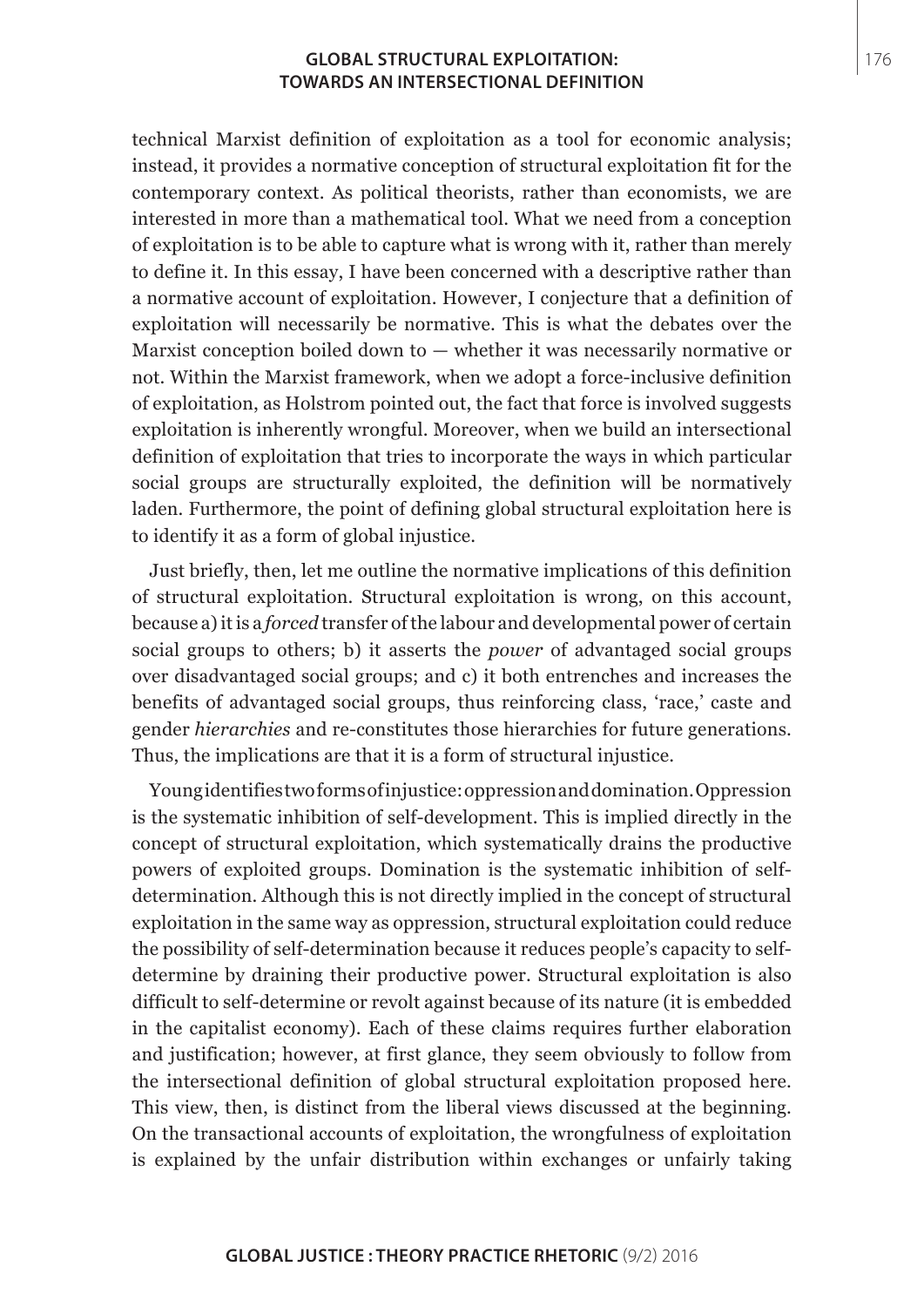technical Marxist definition of exploitation as a tool for economic analysis; instead, it provides a normative conception of structural exploitation fit for the contemporary context. As political theorists, rather than economists, we are interested in more than a mathematical tool. What we need from a conception of exploitation is to be able to capture what is wrong with it, rather than merely to define it. In this essay, I have been concerned with a descriptive rather than a normative account of exploitation. However, I conjecture that a definition of exploitation will necessarily be normative. This is what the debates over the Marxist conception boiled down to — whether it was necessarily normative or not. Within the Marxist framework, when we adopt a force-inclusive definition of exploitation, as Holstrom pointed out, the fact that force is involved suggests exploitation is inherently wrongful. Moreover, when we build an intersectional definition of exploitation that tries to incorporate the ways in which particular social groups are structurally exploited, the definition will be normatively laden. Furthermore, the point of defining global structural exploitation here is to identify it as a form of global injustice.

Just briefly, then, let me outline the normative implications of this definition of structural exploitation. Structural exploitation is wrong, on this account, because a) it is a *forced* transfer of the labour and developmental power of certain social groups to others; b) it asserts the *power* of advantaged social groups over disadvantaged social groups; and c) it both entrenches and increases the benefits of advantaged social groups, thus reinforcing class, 'race,' caste and gender *hierarchies* and re-constitutes those hierarchies for future generations. Thus, the implications are that it is a form of structural injustice.

Young identifies two forms of injustice: oppression and domination. Oppression is the systematic inhibition of self-development. This is implied directly in the concept of structural exploitation, which systematically drains the productive powers of exploited groups. Domination is the systematic inhibition of self-determination. Although this is not directly implied in the concept of structural exploitation in the same way as oppression, structural exploitation could reduce the possibility of self-determination because it reduces people's capacity to self-determine by draining their productive power. Structural exploitation is also difficult to self-determine or revolt against because of its nature (it is embedded in the capitalist economy). Each of these claims requires further elaboration and justification; however, at first glance, they seem obviously to follow from the intersectional definition of global structural exploitation proposed here. This view, then, is distinct from the liberal views discussed at the beginning. On the transactional accounts of exploitation, the wrongfulness of exploitation is explained by the unfair distribution within exchanges or unfairly taking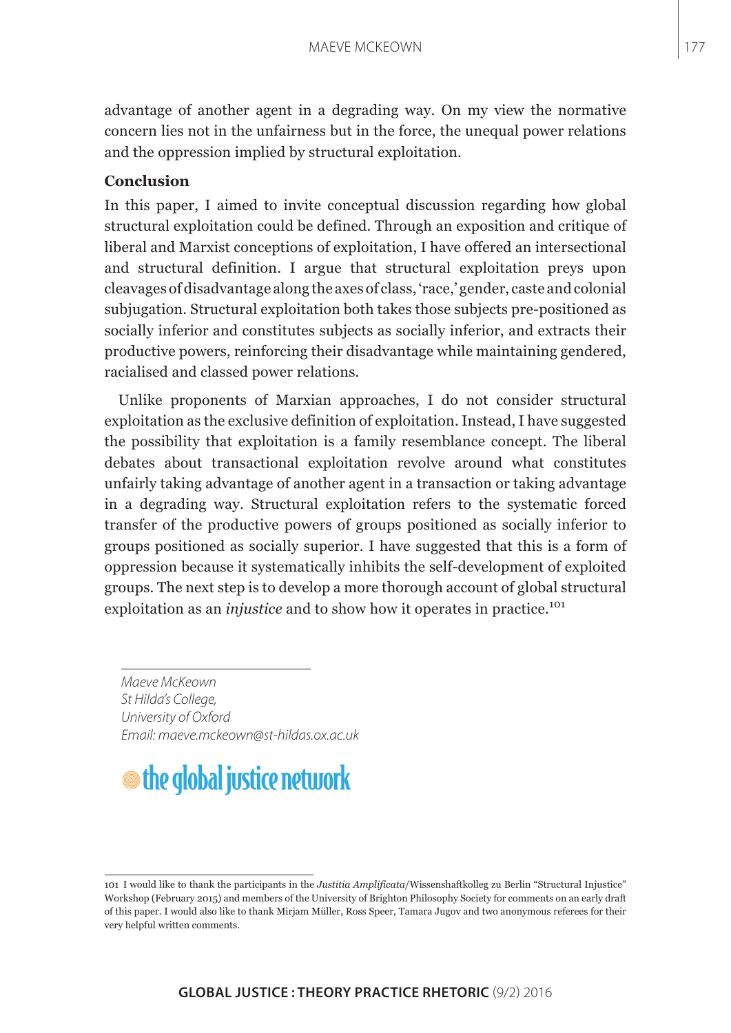advantage of another agent in a degrading way. On my view the normative concern lies not in the unfairness but in the force, the unequal power relations and the oppression implied by structural exploitation.

**Conclusion**

In this paper, I aimed to invite conceptual discussion regarding how global structural exploitation could be defined. Through an exposition and critique of liberal and Marxist conceptions of exploitation, I have offered an intersectional and structural definition. I argue that structural exploitation preys upon cleavages of disadvantage along the axes of class, 'race,' gender, caste and colonial subjugation. Structural exploitation both takes those subjects pre-positioned as socially inferior and constitutes subjects as socially inferior, and extracts their productive powers, reinforcing their disadvantage while maintaining gendered, racialised and classed power relations.

Unlike proponents of Marxian approaches, I do not consider structural exploitation as the exclusive definition of exploitation. Instead, I have suggested the possibility that exploitation is a family resemblance concept. The liberal debates about transactional exploitation revolve around what constitutes unfairly taking advantage of another agent in a transaction or taking advantage in a degrading way. Structural exploitation refers to the systematic forced transfer of the productive powers of groups positioned as socially inferior to groups positioned as socially superior. I have suggested that this is a form of oppression because it systematically inhibits the self-development of exploited groups. The next step is to develop a more thorough account of global structural exploitation as an *injustice* and to show how it operates in practice.[101]

*Maeve McKeown*
*St Hilda's College,*
*University of Oxford*
*Email: maeve.mckeown@st-hildas.ox.ac.uk*

the global justice network

---

101 I would like to thank the participants in the *Justitia Amplificata*/Wissenschaftkolleg zu Berlin "Structural Injustice" Workshop (February 2015) and members of the University of Brighton Philosophy Society for comments on an early draft of this paper. I would also like to thank Mirjam Müller, Ross Speer, Tamara Jugov and two anonymous referees for their very helpful written comments.